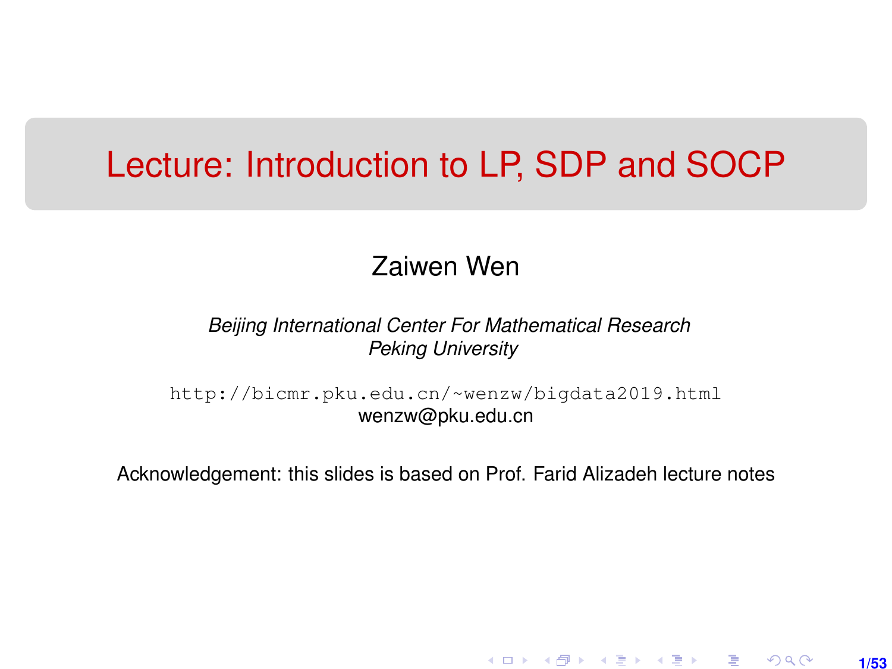# Lecture: Introduction to LP, SDP and SOCP

Zaiwen Wen

*Beijing International Center For Mathematical Research*
*Peking University*

http://bicmr.pku.edu.cn/~wenzw/bigdata2019.html
wenzw@pku.edu.cn

Acknowledgement: this slides is based on Prof. Farid Alizadeh lecture notes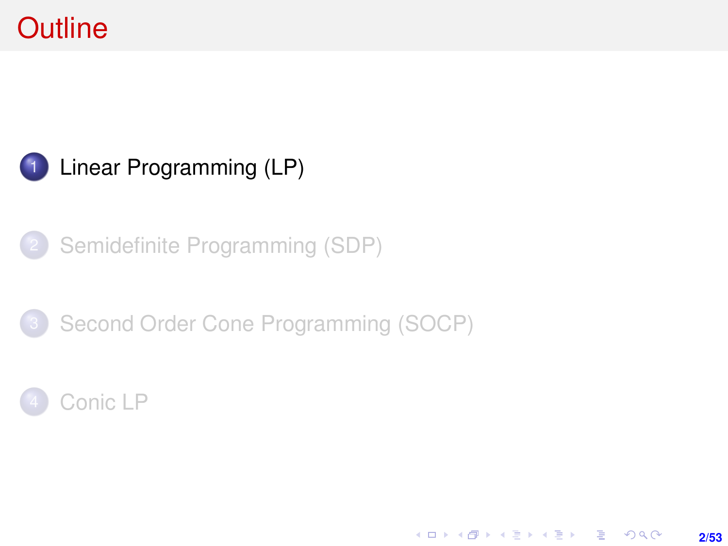# Outline

1. Linear Programming (LP)
2. Semidefinite Programming (SDP)
3. Second Order Cone Programming (SOCP)
4. Conic LP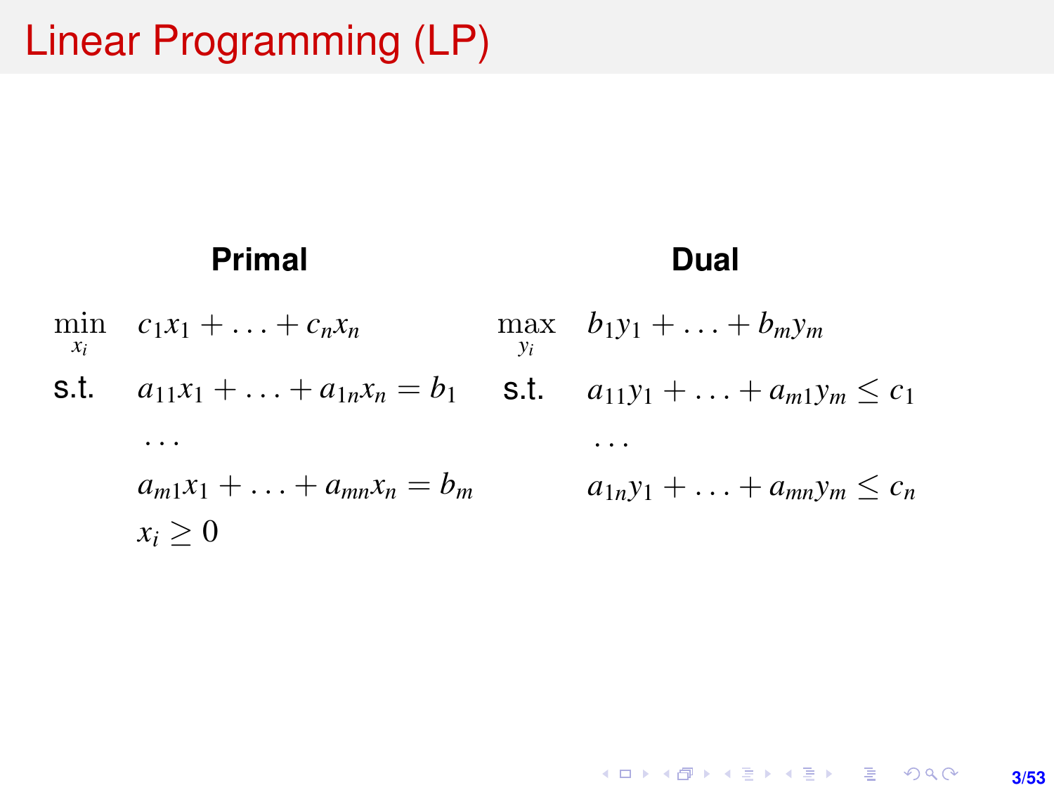# Linear Programming (LP)

**Primal**

$$
\begin{aligned}
\min_{x_i} \quad & c_1 x_1 + \ldots + c_n x_n \\
\text{s.t.} \quad & a_{11} x_1 + \ldots + a_{1n} x_n = b_1 \\
& \ldots \\
& a_{m1} x_1 + \ldots + a_{mn} x_n = b_m \\
& x_i \geq 0
\end{aligned}
$$

**Dual**

$$
\begin{aligned}
\max_{y_i} \quad & b_1 y_1 + \ldots + b_m y_m \\
\text{s.t.} \quad & a_{11} y_1 + \ldots + a_{m1} y_m \leq c_1 \\
& \ldots \\
& a_{1n} y_1 + \ldots + a_{mn} y_m \leq c_n
\end{aligned}
$$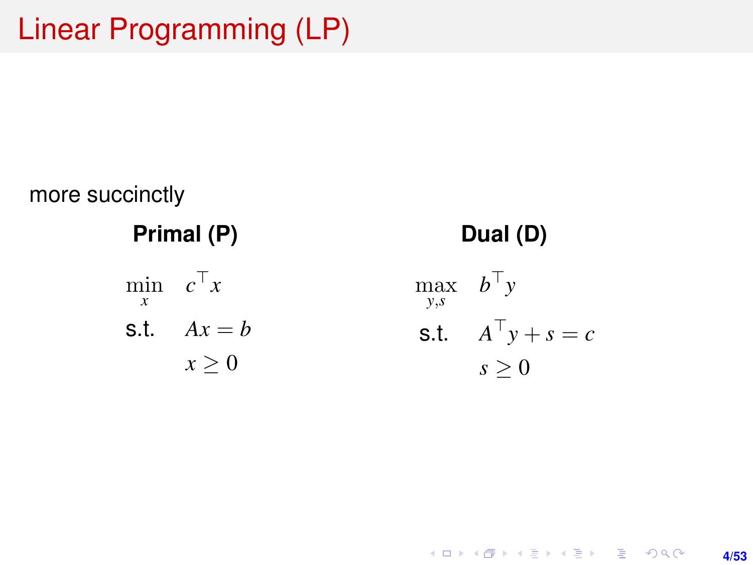# Linear Programming (LP)

more succinctly

**Primal (P)**

$$
\begin{aligned}
\min_{x} \quad & c^\top x \\
\text{s.t.} \quad & Ax = b \\
& x \geq 0
\end{aligned}
$$

**Dual (D)**

$$
\begin{aligned}
\max_{y,s} \quad & b^\top y \\
\text{s.t.} \quad & A^\top y + s = c \\
& s \geq 0
\end{aligned}
$$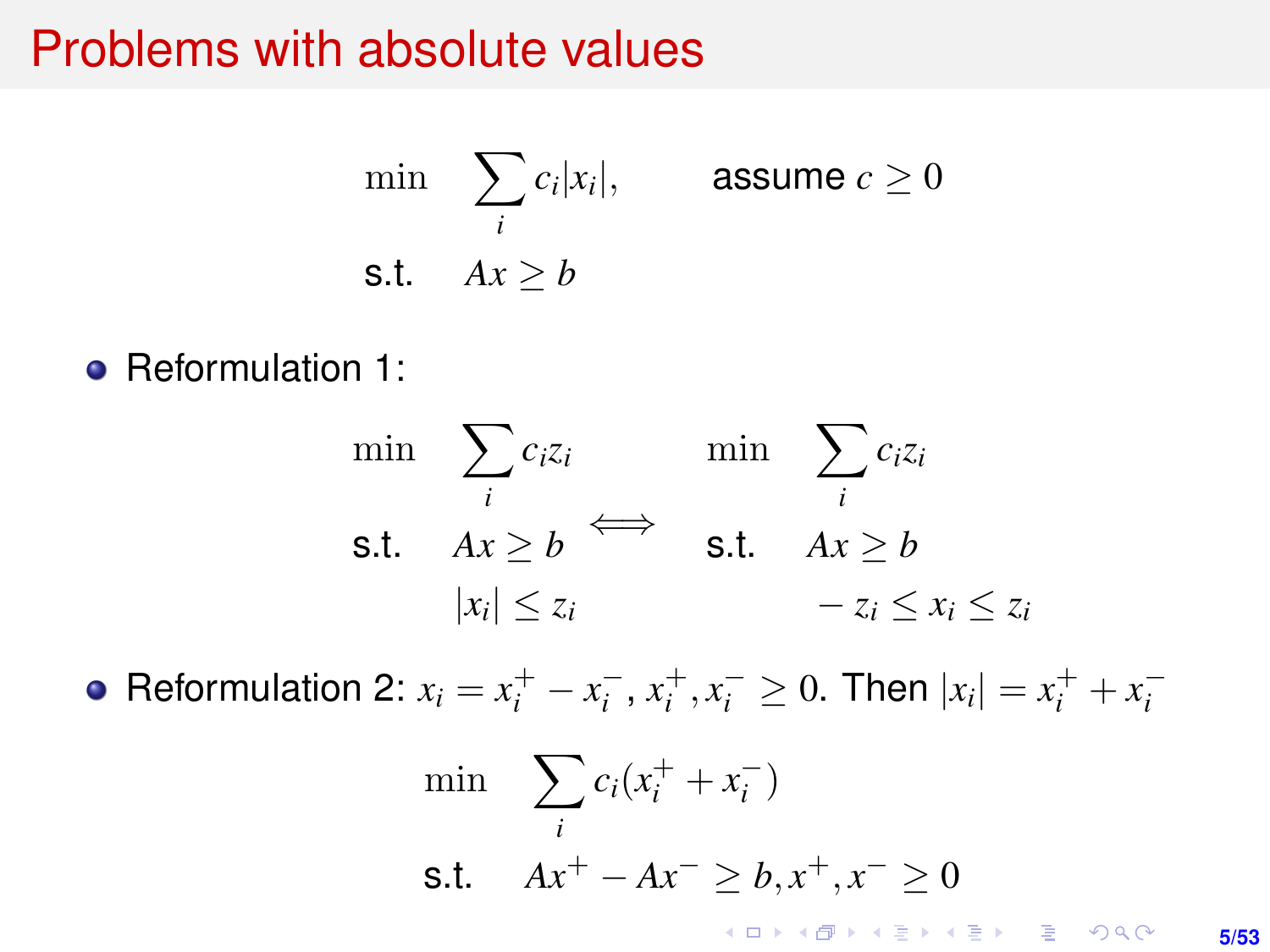# Problems with absolute values

$$
\begin{aligned}
\min \quad & \sum_i c_i |x_i|, \qquad \text{assume } c \geq 0 \\
\text{s.t.} \quad & Ax \geq b
\end{aligned}
$$

- Reformulation 1:

$$
\begin{aligned}
\min \quad & \sum_i c_i z_i \\
\text{s.t.} \quad & Ax \geq b \\
& |x_i| \leq z_i
\end{aligned}
\quad \Longleftrightarrow \quad
\begin{aligned}
\min \quad & \sum_i c_i z_i \\
\text{s.t.} \quad & Ax \geq b \\
& -z_i \leq x_i \leq z_i
\end{aligned}
$$

- Reformulation 2: $x_i = x_i^+ - x_i^-$, $x_i^+, x_i^- \geq 0$. Then $|x_i| = x_i^+ + x_i^-$

$$
\begin{aligned}
\min \quad & \sum_i c_i (x_i^+ + x_i^-) \\
\text{s.t.} \quad & Ax^+ - Ax^- \geq b, x^+, x^- \geq 0
\end{aligned}
$$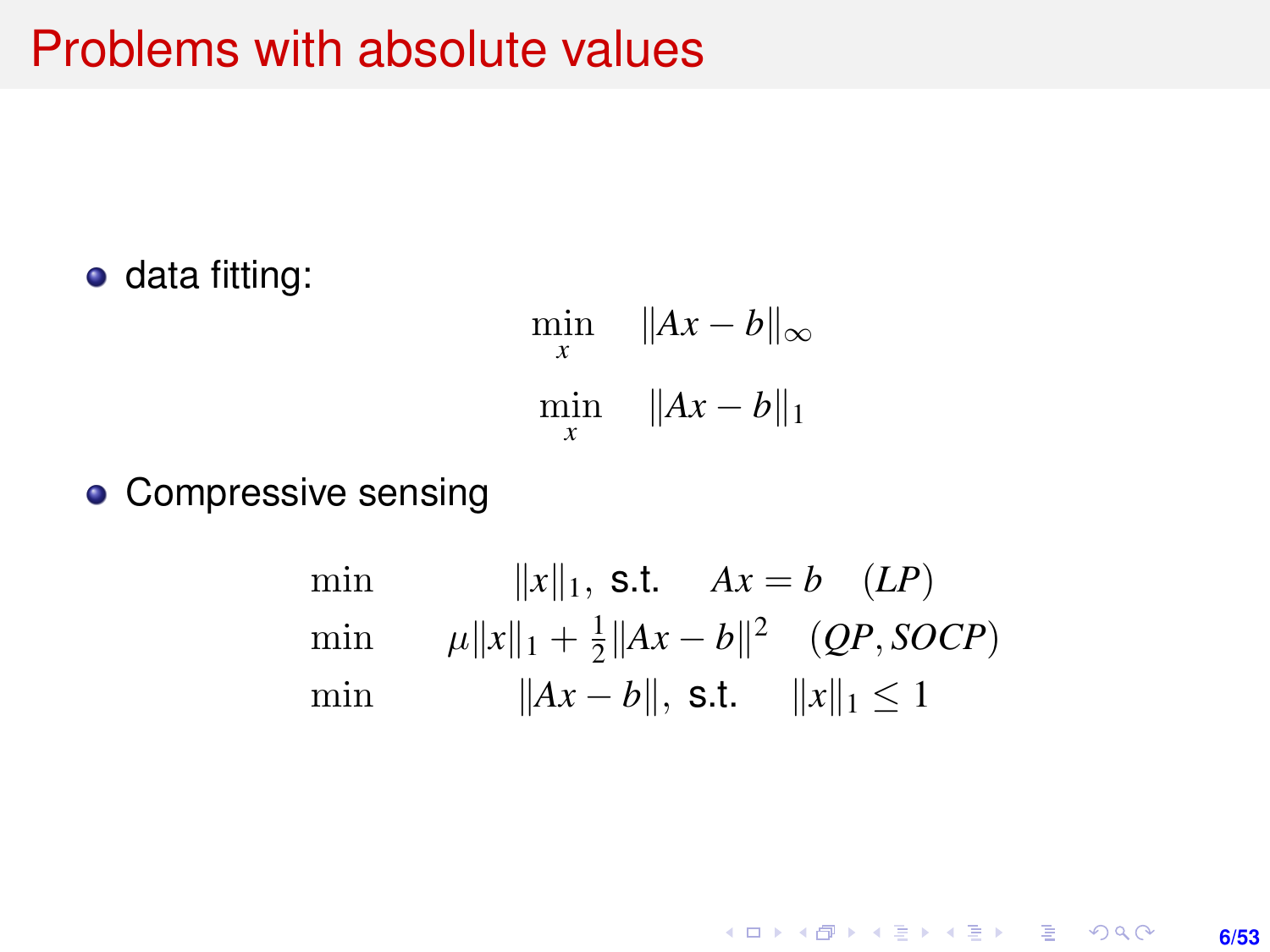# Problems with absolute values

- data fitting:

$$\min_x \quad \|Ax - b\|_\infty$$

$$\min_x \quad \|Ax - b\|_1$$

- Compressive sensing

$$
\begin{array}{ll}
\min & \|x\|_1, \text{ s.t. } \quad Ax = b \quad (LP) \\
\min & \mu\|x\|_1 + \frac{1}{2}\|Ax - b\|^2 \quad (QP, SOCP) \\
\min & \|Ax - b\|, \text{ s.t. } \quad \|x\|_1 \leq 1
\end{array}
$$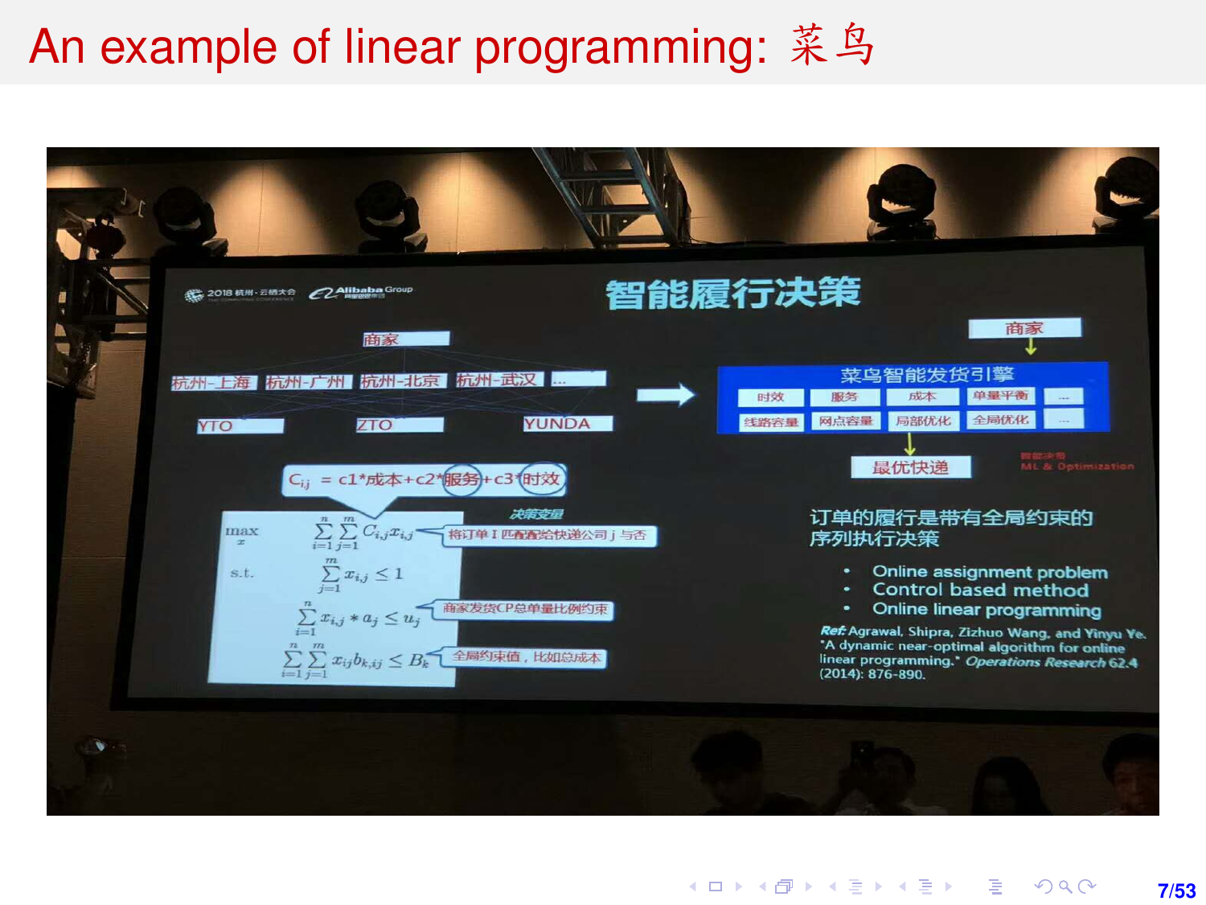# An example of linear programming: 菜鸟

智能履行决策

商家

杭州-上海 杭州-广州 杭州-北京 杭州-武汉 ...

YTO ZTO YUNDA

$C_{ij}$ = c1*成本+c2*服务+c3*时效

决策变量

$$\max_x \sum_{i=1}^{n}\sum_{j=1}^{m} C_{i,j}x_{i,j}$$ 将订单 I 匹配给快递公司 j 与否

$$\text{s.t.} \quad \sum_{j=1}^{m} x_{i,j} \le 1$$

$$\sum_{i=1}^{n} x_{i,j} * a_j \le u_j$$ 商家发货CP总单量比例约束

$$\sum_{i=1}^{n}\sum_{j=1}^{m} x_{ij} b_{k,ij} \le B_k$$ 全局约束值，比如总成本

商家 → 菜鸟智能发货引擎（时效、服务、成本、单量平衡、...、线路容量、网点容量、局部优化、全局优化、...）→ 最优快递

智能决策 ML & Optimization

订单的履行是带有全局约束的序列执行决策

- Online assignment problem
- Control based method
- Online linear programming

*Ref:* Agrawal, Shipra, Zizhuo Wang, and Yinyu Ye. "A dynamic near-optimal algorithm for online linear programming." *Operations Research* 62.4 (2014): 876-890.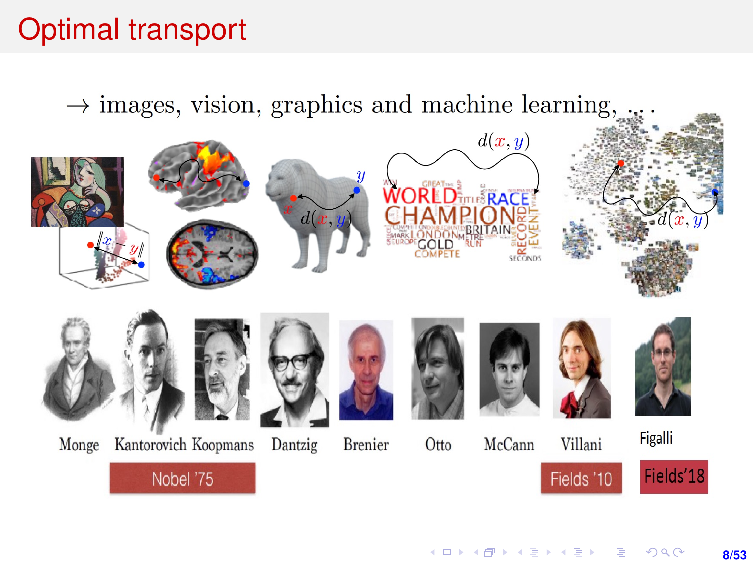# Optimal transport

→ images, vision, graphics and machine learning, ...

Monge, Kantorovich, Koopmans, Dantzig, Brenier, Otto, McCann, Villani, Figalli

Nobel '75 — Fields '10 — Fields'18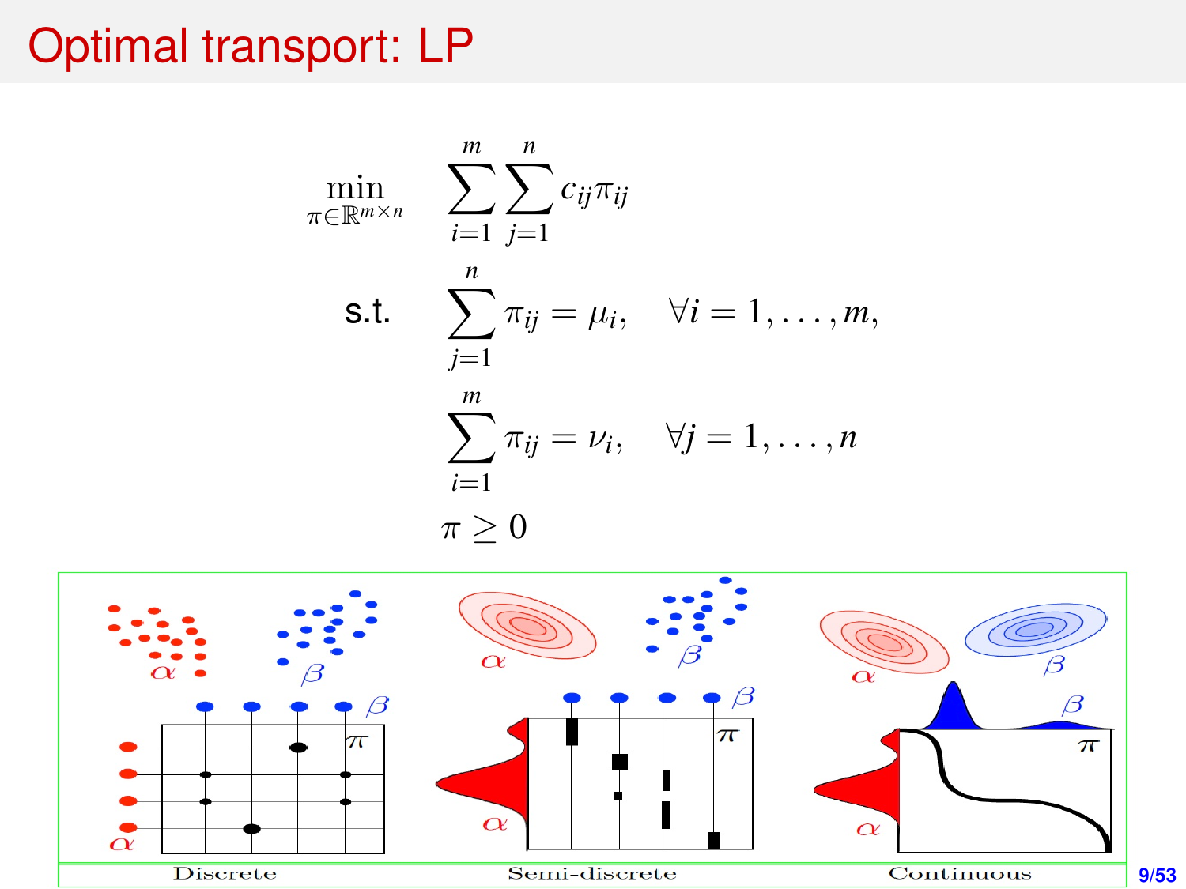# Optimal transport: LP

$$
\begin{aligned}
\min_{\pi \in \mathbb{R}^{m \times n}} \quad & \sum_{i=1}^{m} \sum_{j=1}^{n} c_{ij} \pi_{ij} \\
\text{s.t.} \quad & \sum_{j=1}^{n} \pi_{ij} = \mu_i, \quad \forall i = 1, \ldots, m, \\
& \sum_{i=1}^{m} \pi_{ij} = \nu_i, \quad \forall j = 1, \ldots, n \\
& \pi \geq 0
\end{aligned}
$$

Discrete | Semi-discrete | Continuous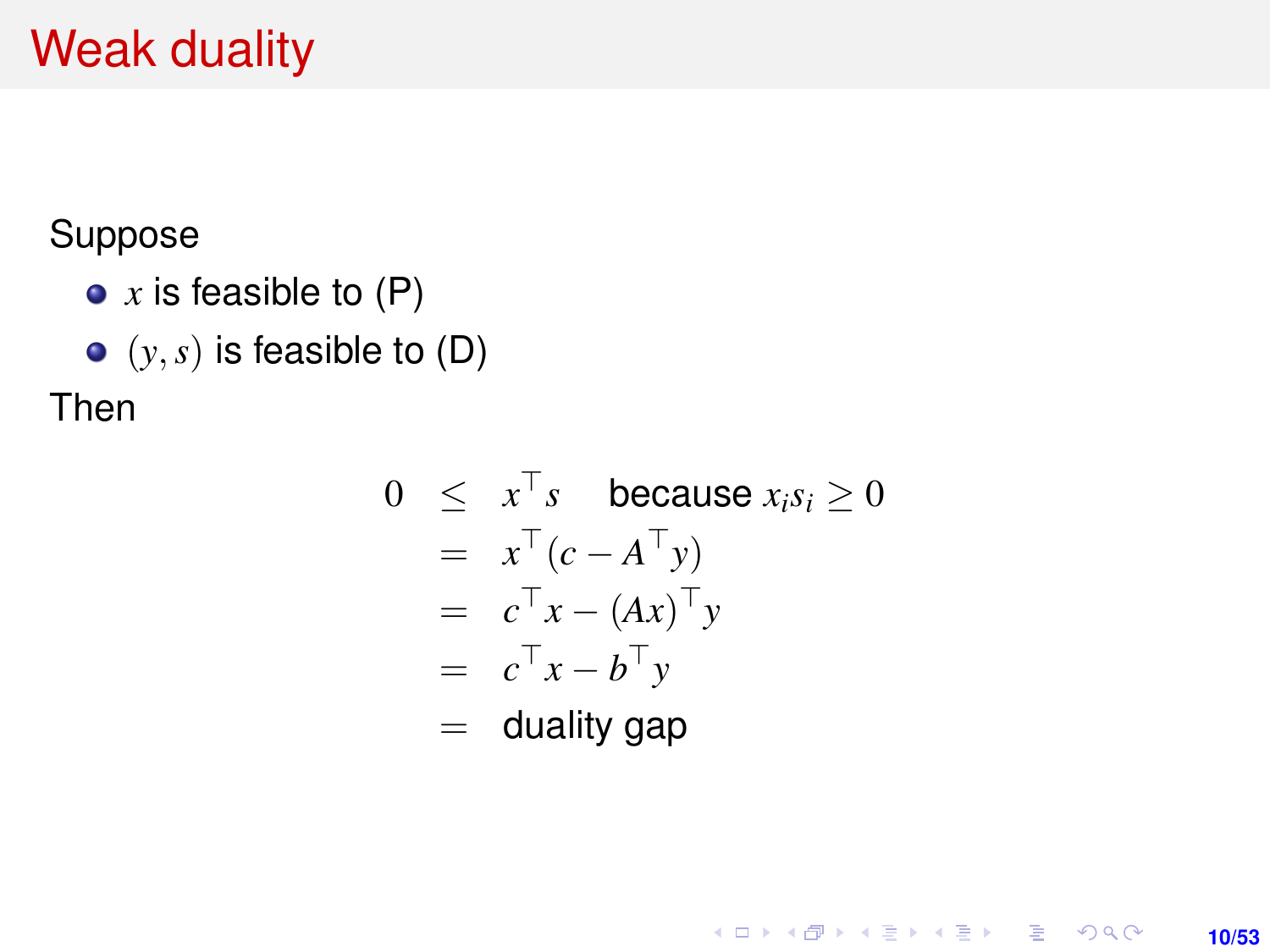# Weak duality

Suppose

- $x$ is feasible to (P)
- $(y, s)$ is feasible to (D)

Then

$$
\begin{aligned}
0 &\leq x^\top s \quad \text{because } x_i s_i \geq 0 \\
&= x^\top (c - A^\top y) \\
&= c^\top x - (Ax)^\top y \\
&= c^\top x - b^\top y \\
&= \text{duality gap}
\end{aligned}
$$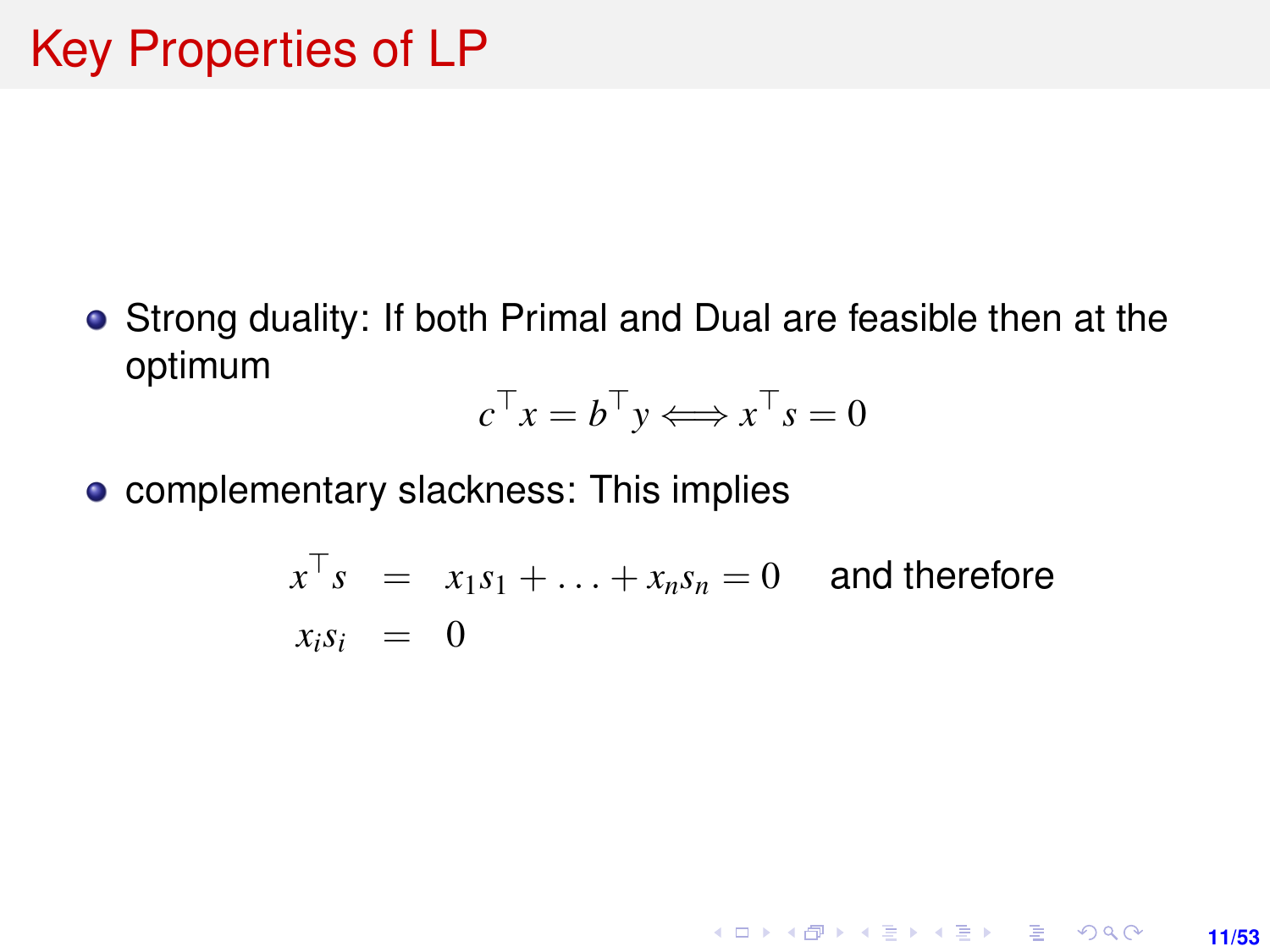# Key Properties of LP

- Strong duality: If both Primal and Dual are feasible then at the optimum

$$c^\top x = b^\top y \Longleftrightarrow x^\top s = 0$$

- complementary slackness: This implies

$$\begin{aligned} x^\top s &= x_1 s_1 + \ldots + x_n s_n = 0 \quad \text{and therefore} \\ x_i s_i &= 0 \end{aligned}$$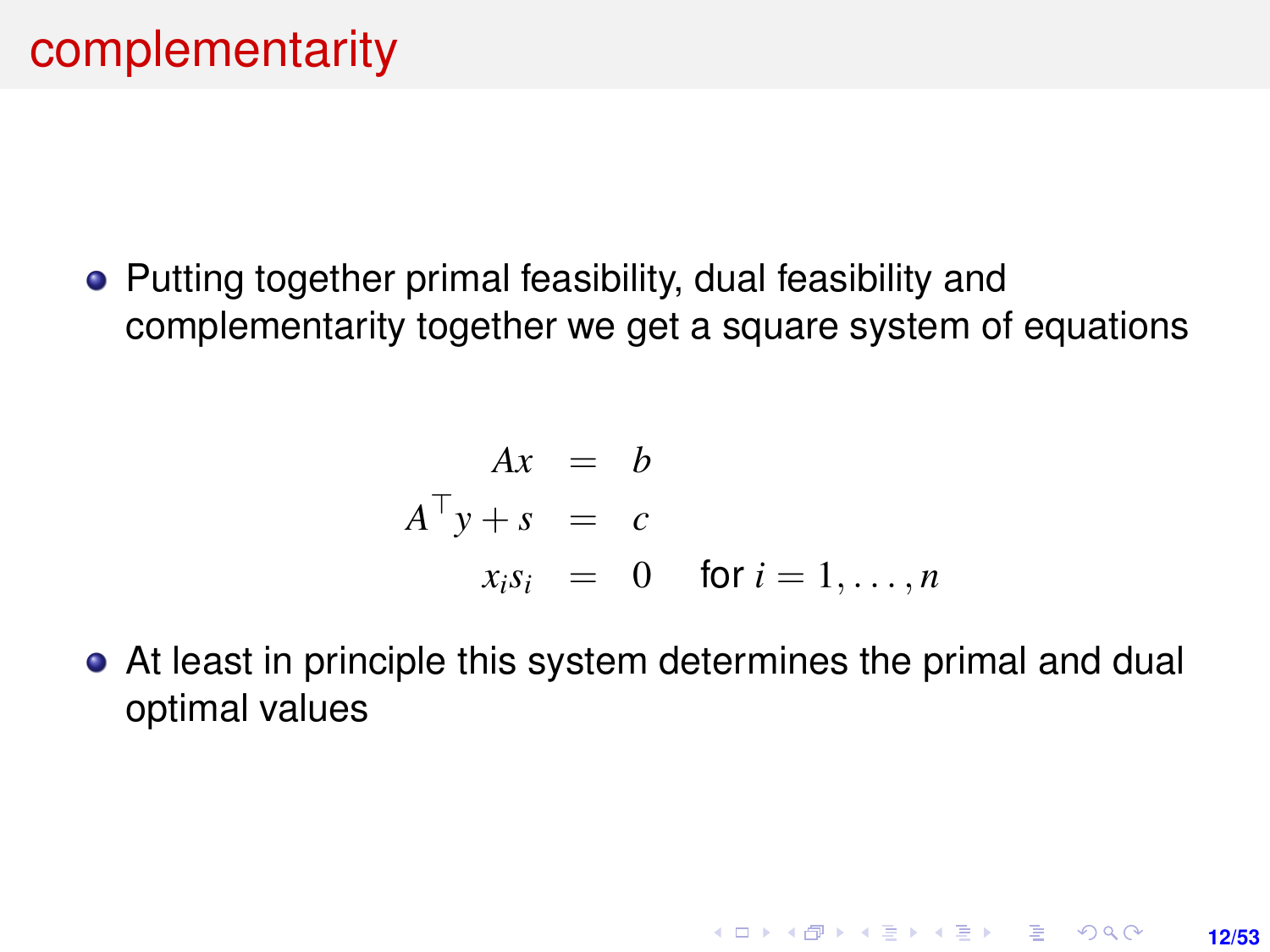# complementarity

- Putting together primal feasibility, dual feasibility and complementarity together we get a square system of equations

$$
\begin{aligned}
Ax &= b \\
A^\top y + s &= c \\
x_i s_i &= 0 \quad \text{for } i = 1, \ldots, n
\end{aligned}
$$

- At least in principle this system determines the primal and dual optimal values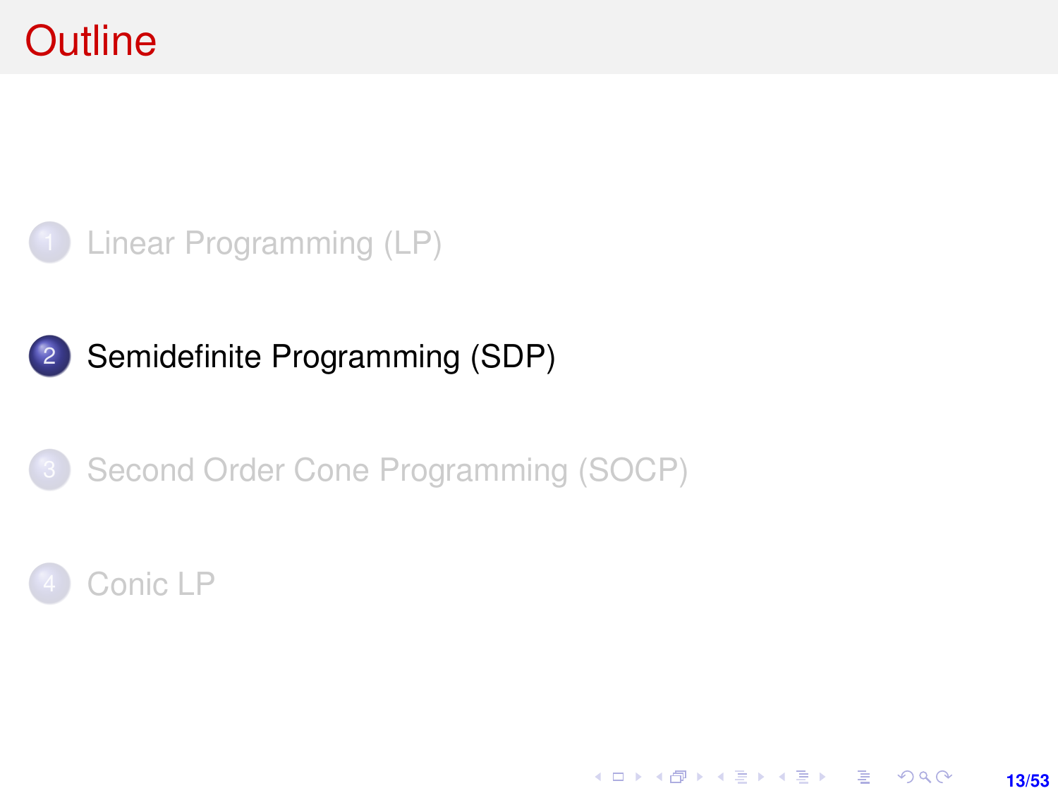# Outline

1. Linear Programming (LP)
2. Semidefinite Programming (SDP)
3. Second Order Cone Programming (SOCP)
4. Conic LP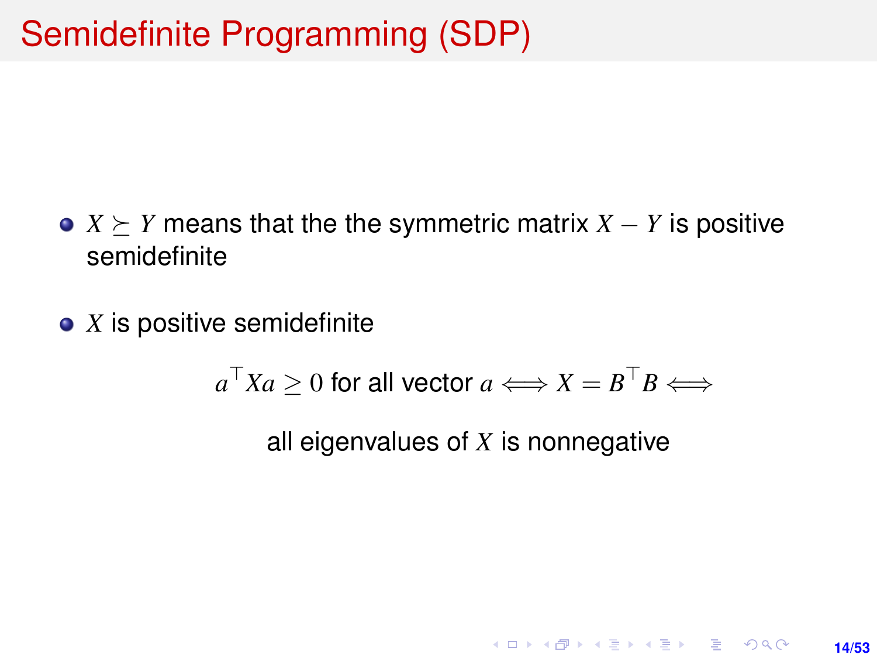# Semidefinite Programming (SDP)

- $X \succeq Y$ means that the the symmetric matrix $X - Y$ is positive semidefinite
- $X$ is positive semidefinite

$$a^\top X a \geq 0 \text{ for all vector } a \Longleftrightarrow X = B^\top B \Longleftrightarrow$$

$$\text{all eigenvalues of } X \text{ is nonnegative}$$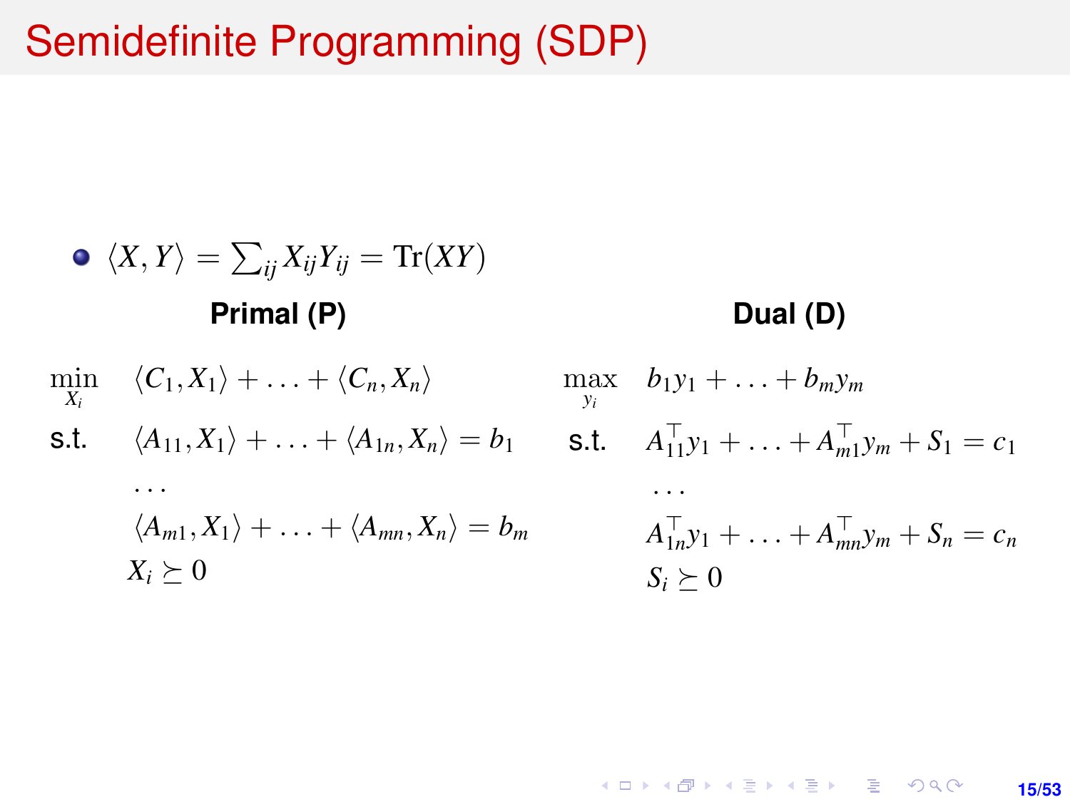# Semidefinite Programming (SDP)

- $\langle X, Y \rangle = \sum_{ij} X_{ij} Y_{ij} = \mathrm{Tr}(XY)$

**Primal (P)**

$$
\begin{aligned}
\min_{X_i} \quad & \langle C_1, X_1 \rangle + \ldots + \langle C_n, X_n \rangle \\
\text{s.t.} \quad & \langle A_{11}, X_1 \rangle + \ldots + \langle A_{1n}, X_n \rangle = b_1 \\
& \ldots \\
& \langle A_{m1}, X_1 \rangle + \ldots + \langle A_{mn}, X_n \rangle = b_m \\
& X_i \succeq 0
\end{aligned}
$$

**Dual (D)**

$$
\begin{aligned}
\max_{y_i} \quad & b_1 y_1 + \ldots + b_m y_m \\
\text{s.t.} \quad & A_{11}^\top y_1 + \ldots + A_{m1}^\top y_m + S_1 = c_1 \\
& \ldots \\
& A_{1n}^\top y_1 + \ldots + A_{mn}^\top y_m + S_n = c_n \\
& S_i \succeq 0
\end{aligned}
$$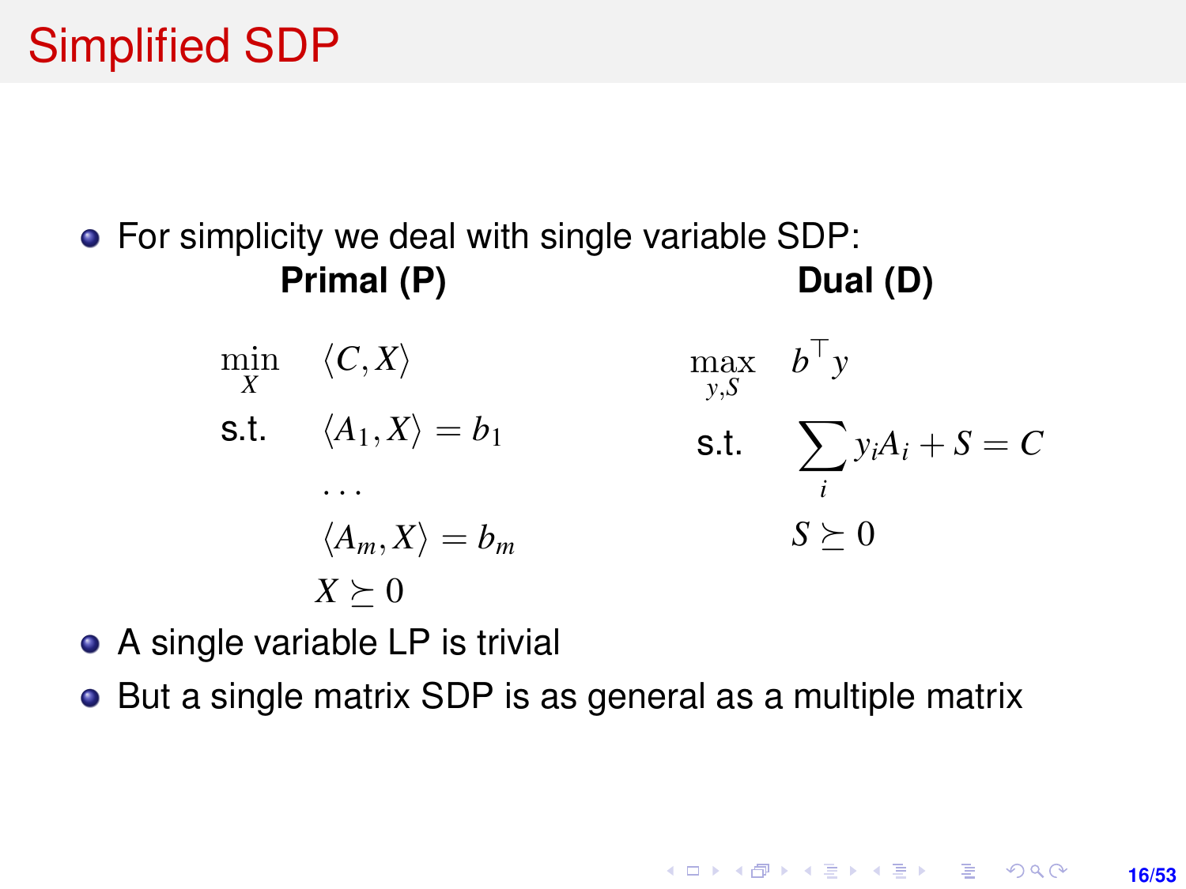# Simplified SDP

- For simplicity we deal with single variable SDP:

**Primal (P)**

$$
\begin{aligned}
\min_{X} \quad & \langle C, X \rangle \\
\text{s.t.} \quad & \langle A_1, X \rangle = b_1 \\
& \dots \\
& \langle A_m, X \rangle = b_m \\
& X \succeq 0
\end{aligned}
$$

**Dual (D)**

$$
\begin{aligned}
\max_{y,S} \quad & b^\top y \\
\text{s.t.} \quad & \sum_i y_i A_i + S = C \\
& S \succeq 0
\end{aligned}
$$

- A single variable LP is trivial
- But a single matrix SDP is as general as a multiple matrix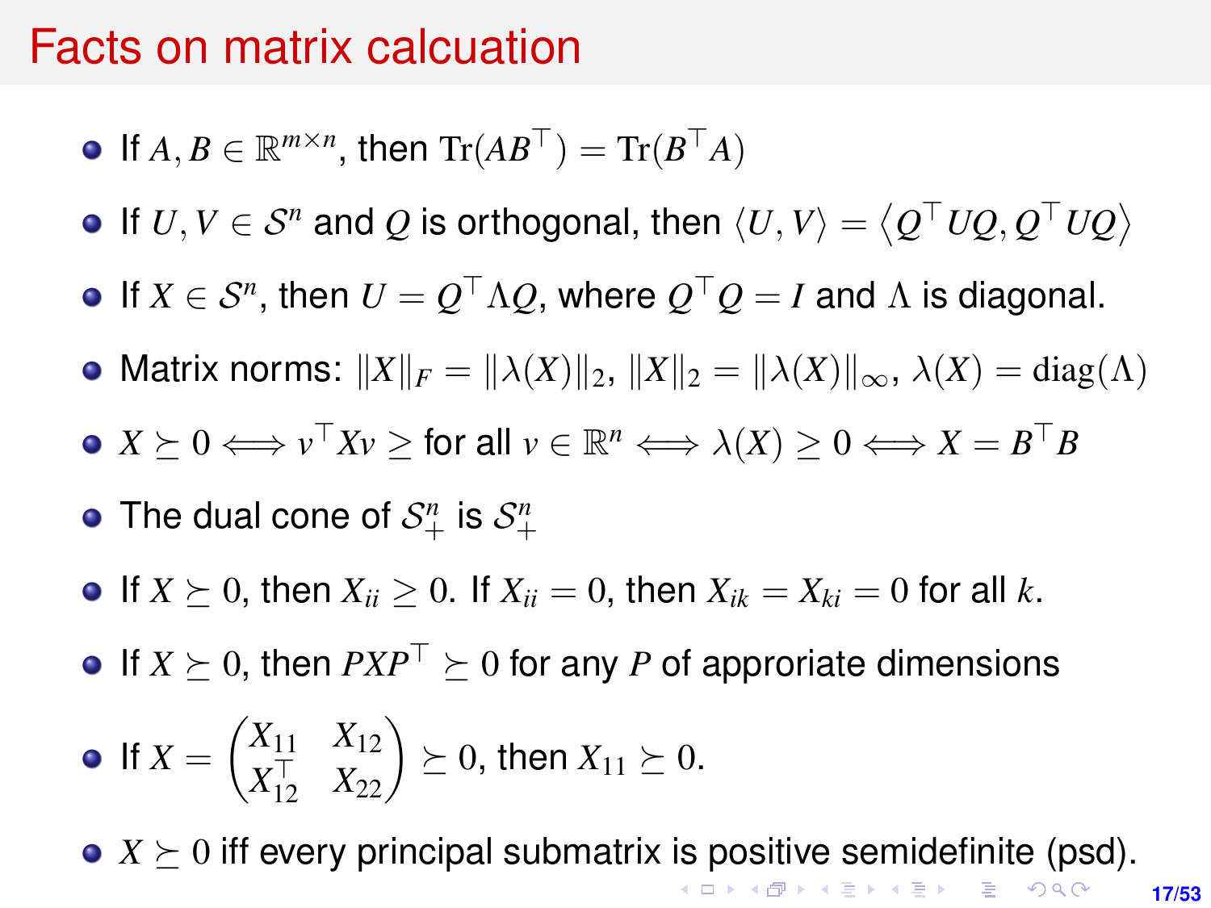# Facts on matrix calcuation

- If $A, B \in \mathbb{R}^{m\times n}$, then $\mathrm{Tr}(AB^\top) = \mathrm{Tr}(B^\top A)$
- If $U, V \in \mathcal{S}^n$ and $Q$ is orthogonal, then $\langle U, V\rangle = \left\langle Q^\top UQ, Q^\top UQ\right\rangle$
- If $X \in \mathcal{S}^n$, then $U = Q^\top \Lambda Q$, where $Q^\top Q = I$ and $\Lambda$ is diagonal.
- Matrix norms: $\|X\|_F = \|\lambda(X)\|_2$, $\|X\|_2 = \|\lambda(X)\|_\infty$, $\lambda(X) = \mathrm{diag}(\Lambda)$
- $X \succeq 0 \Longleftrightarrow v^\top Xv \geq$ for all $v \in \mathbb{R}^n \Longleftrightarrow \lambda(X) \geq 0 \Longleftrightarrow X = B^\top B$
- The dual cone of $\mathcal{S}^n_+$ is $\mathcal{S}^n_+$
- If $X \succeq 0$, then $X_{ii} \geq 0$. If $X_{ii} = 0$, then $X_{ik} = X_{ki} = 0$ for all $k$.
- If $X \succeq 0$, then $PXP^\top \succeq 0$ for any $P$ of approriate dimensions
- If $X = \begin{pmatrix} X_{11} & X_{12} \\ X_{12}^\top & X_{22} \end{pmatrix} \succeq 0$, then $X_{11} \succeq 0$.
- $X \succeq 0$ iff every principal submatrix is positive semidefinite (psd).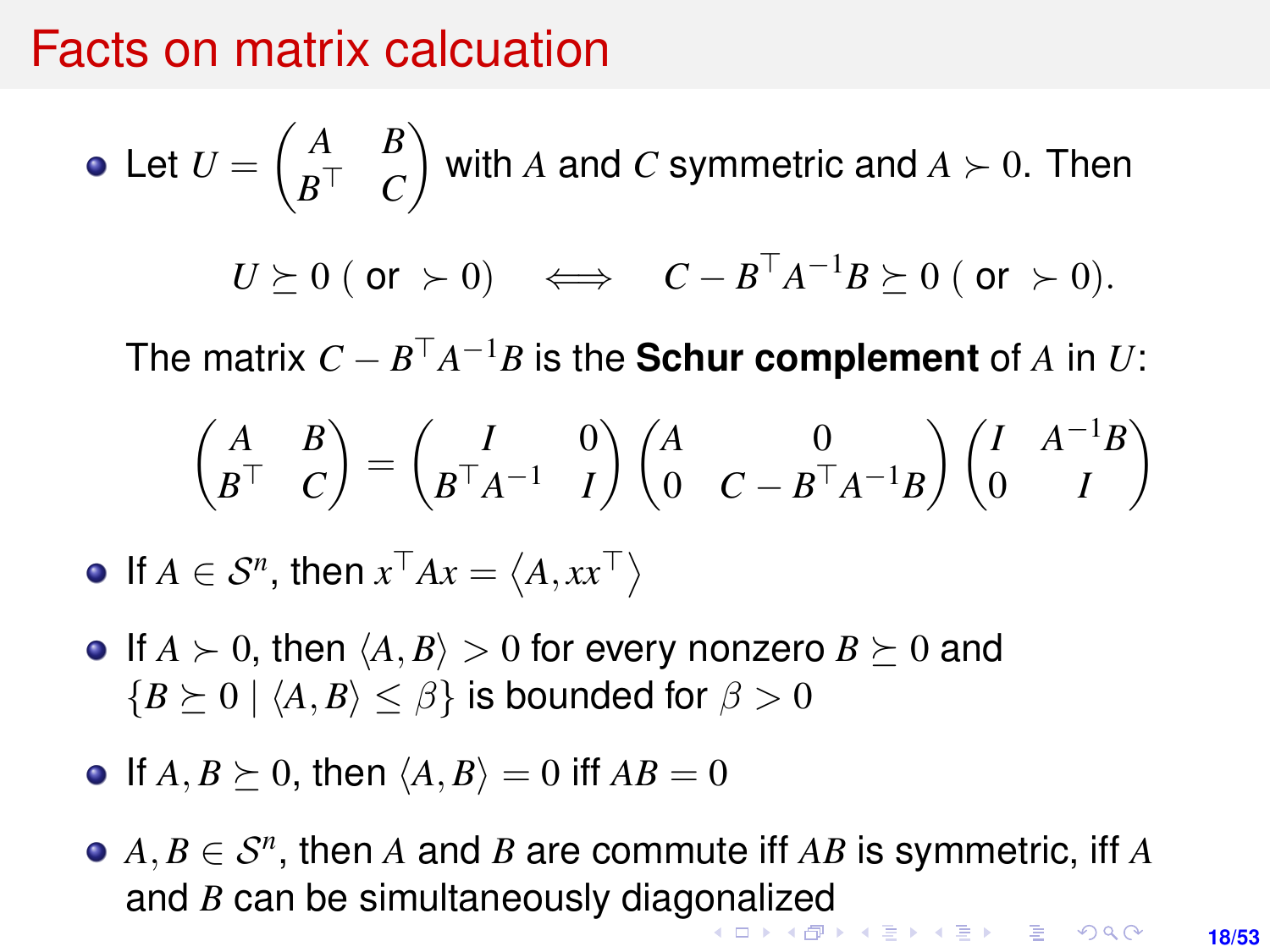# Facts on matrix calcuation

- Let $U = \begin{pmatrix} A & B \\ B^\top & C \end{pmatrix}$ with $A$ and $C$ symmetric and $A \succ 0$. Then

  $$U \succeq 0 \text{ ( or } \succ 0) \quad \Longleftrightarrow \quad C - B^\top A^{-1} B \succeq 0 \text{ ( or } \succ 0).$$

  The matrix $C - B^\top A^{-1} B$ is the **Schur complement** of $A$ in $U$:

  $$\begin{pmatrix} A & B \\ B^\top & C \end{pmatrix} = \begin{pmatrix} I & 0 \\ B^\top A^{-1} & I \end{pmatrix} \begin{pmatrix} A & 0 \\ 0 & C - B^\top A^{-1} B \end{pmatrix} \begin{pmatrix} I & A^{-1} B \\ 0 & I \end{pmatrix}$$

- If $A \in \mathcal{S}^n$, then $x^\top A x = \langle A, xx^\top \rangle$

- If $A \succ 0$, then $\langle A, B \rangle > 0$ for every nonzero $B \succeq 0$ and $\{B \succeq 0 \mid \langle A, B \rangle \leq \beta\}$ is bounded for $\beta > 0$

- If $A, B \succeq 0$, then $\langle A, B \rangle = 0$ iff $AB = 0$

- $A, B \in \mathcal{S}^n$, then $A$ and $B$ are commute iff $AB$ is symmetric, iff $A$ and $B$ can be simultaneously diagonalized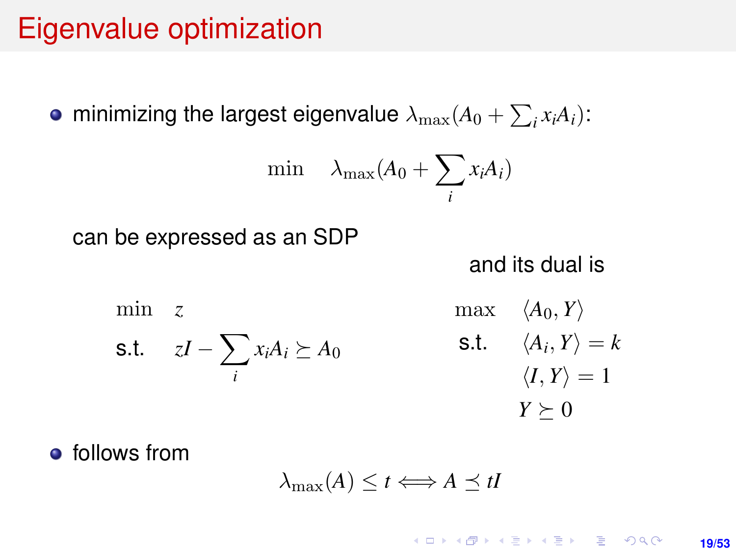# Eigenvalue optimization

- minimizing the largest eigenvalue $\lambda_{\max}(A_0 + \sum_i x_i A_i)$:

$$\min \quad \lambda_{\max}(A_0 + \sum_i x_i A_i)$$

can be expressed as an SDP

$$\begin{aligned} \min \quad & z \\ \text{s.t.} \quad & zI - \sum_i x_i A_i \succeq A_0 \end{aligned}$$

and its dual is

$$\begin{aligned} \max \quad & \langle A_0, Y \rangle \\ \text{s.t.} \quad & \langle A_i, Y \rangle = k \\ & \langle I, Y \rangle = 1 \\ & Y \succeq 0 \end{aligned}$$

- follows from

$$\lambda_{\max}(A) \leq t \Longleftrightarrow A \preceq tI$$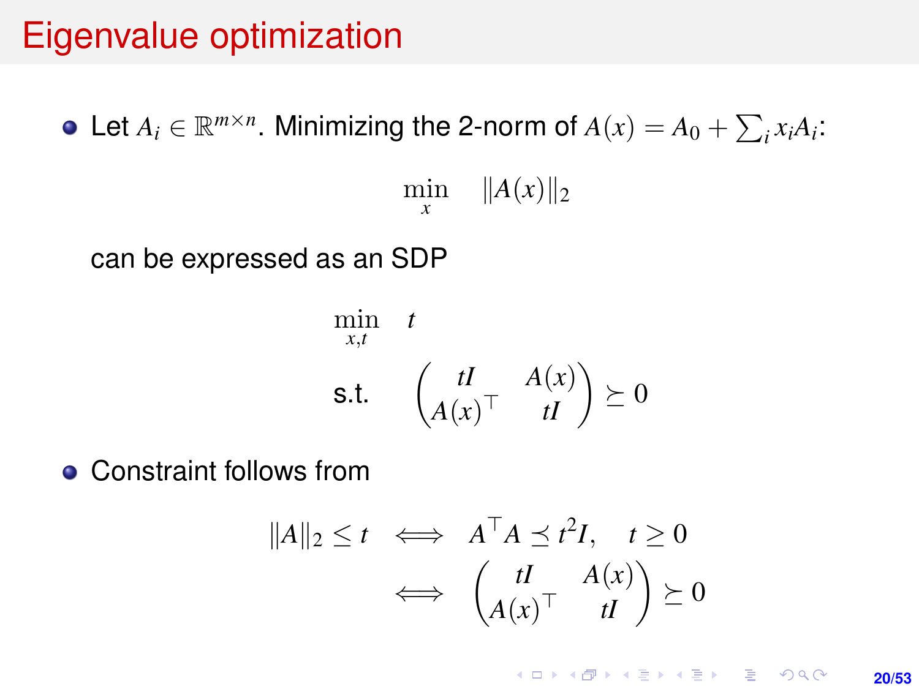# Eigenvalue optimization

- Let $A_i \in \mathbb{R}^{m \times n}$. Minimizing the 2-norm of $A(x) = A_0 + \sum_i x_i A_i$:

$$\min_{x} \quad \|A(x)\|_2$$

can be expressed as an SDP

$$\begin{aligned} \min_{x,t} \quad & t \\ \text{s.t.} \quad & \begin{pmatrix} tI & A(x) \\ A(x)^\top & tI \end{pmatrix} \succeq 0 \end{aligned}$$

- Constraint follows from

$$\begin{aligned} \|A\|_2 \le t \quad & \Longleftrightarrow \quad A^\top A \preceq t^2 I, \quad t \ge 0 \\ & \Longleftrightarrow \quad \begin{pmatrix} tI & A(x) \\ A(x)^\top & tI \end{pmatrix} \succeq 0 \end{aligned}$$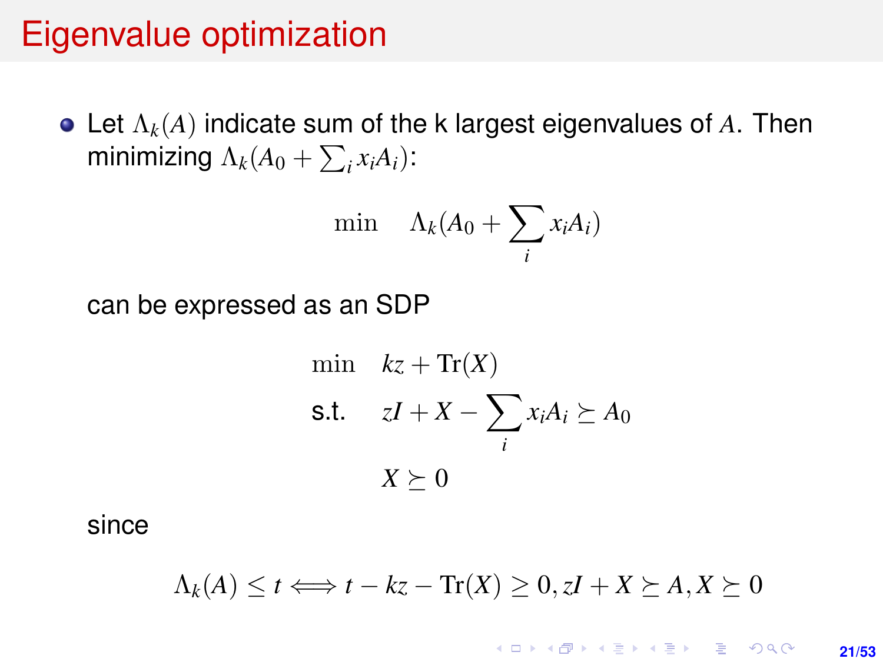# Eigenvalue optimization

- Let $\Lambda_k(A)$ indicate sum of the k largest eigenvalues of $A$. Then minimizing $\Lambda_k(A_0 + \sum_i x_i A_i)$:

  $$\min \quad \Lambda_k(A_0 + \sum_i x_i A_i)$$

  can be expressed as an SDP

  $$\begin{aligned} \min \quad & kz + \mathrm{Tr}(X) \\ \text{s.t.} \quad & zI + X - \sum_i x_i A_i \succeq A_0 \\ & X \succeq 0 \end{aligned}$$

  since

  $$\Lambda_k(A) \leq t \iff t - kz - \mathrm{Tr}(X) \geq 0, zI + X \succeq A, X \succeq 0$$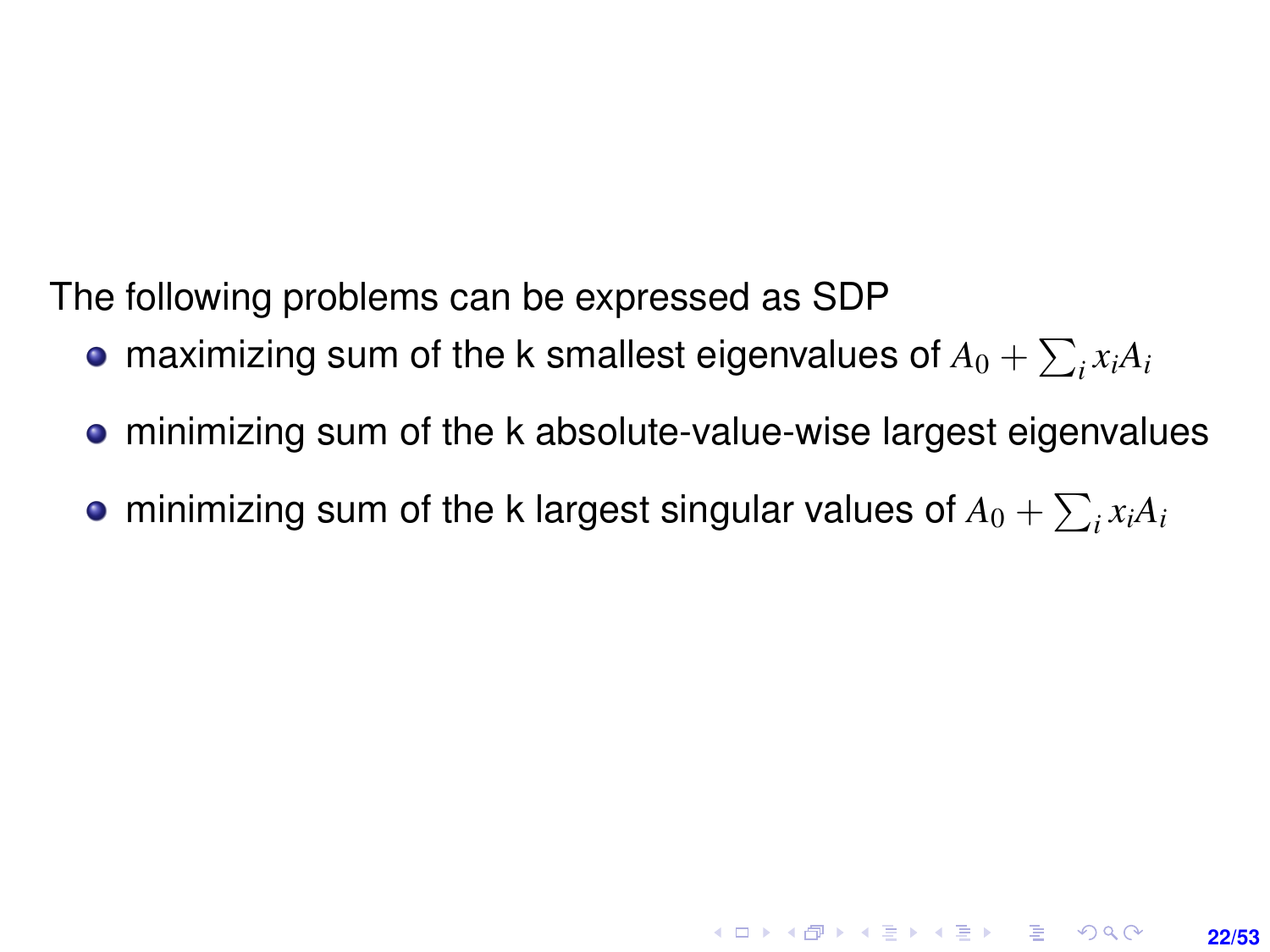The following problems can be expressed as SDP

- maximizing sum of the k smallest eigenvalues of $A_0 + \sum_i x_i A_i$
- minimizing sum of the k absolute-value-wise largest eigenvalues
- minimizing sum of the k largest singular values of $A_0 + \sum_i x_i A_i$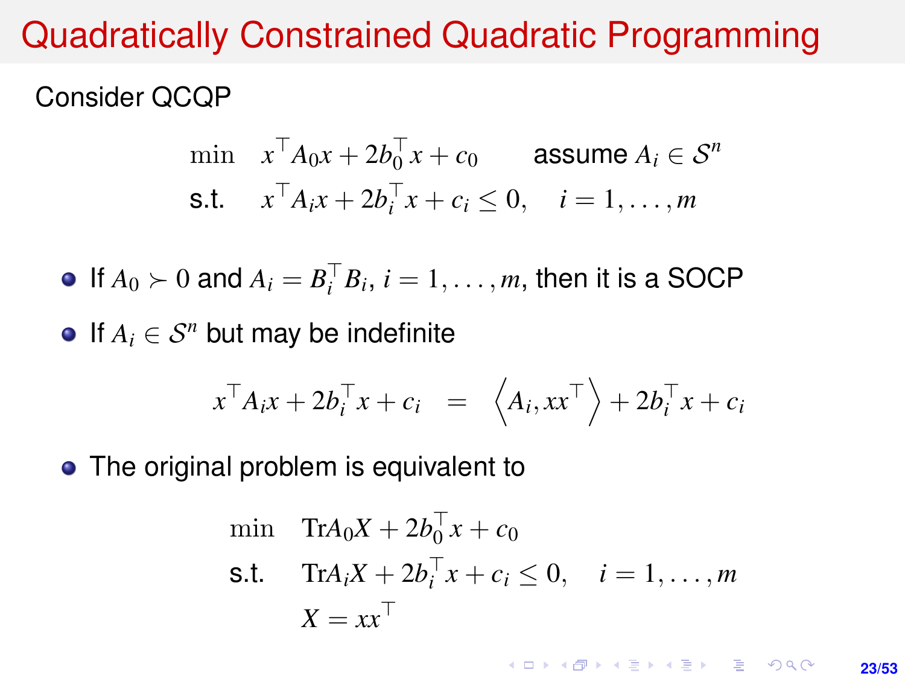# Quadratically Constrained Quadratic Programming

Consider QCQP

$$
\begin{aligned}
\min \quad & x^\top A_0 x + 2b_0^\top x + c_0 \qquad \text{assume } A_i \in \mathcal{S}^n \\
\text{s.t.} \quad & x^\top A_i x + 2b_i^\top x + c_i \le 0, \quad i = 1, \ldots, m
\end{aligned}
$$

- If $A_0 \succ 0$ and $A_i = B_i^\top B_i$, $i = 1, \ldots, m$, then it is a SOCP
- If $A_i \in \mathcal{S}^n$ but may be indefinite

$$
x^\top A_i x + 2b_i^\top x + c_i = \left\langle A_i, xx^\top \right\rangle + 2b_i^\top x + c_i
$$

- The original problem is equivalent to

$$
\begin{aligned}
\min \quad & \mathrm{Tr} A_0 X + 2b_0^\top x + c_0 \\
\text{s.t.} \quad & \mathrm{Tr} A_i X + 2b_i^\top x + c_i \le 0, \quad i = 1, \ldots, m \\
& X = xx^\top
\end{aligned}
$$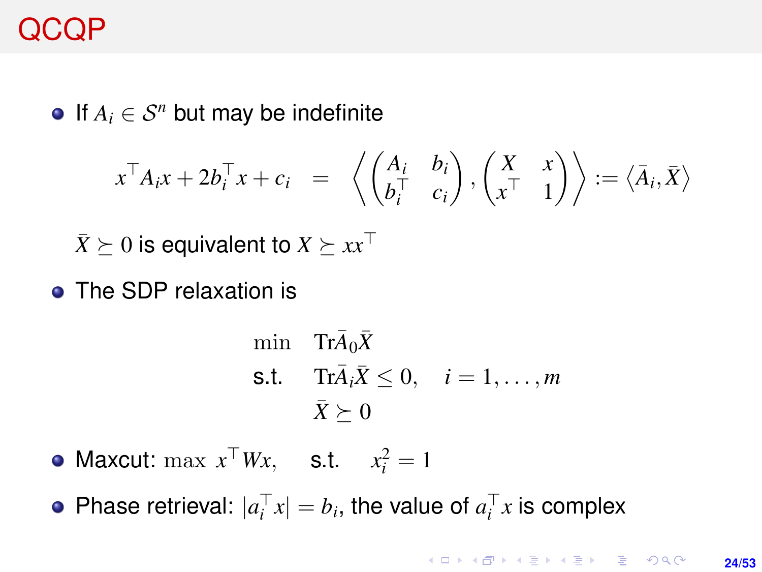# QCQP

- If $A_i \in \mathcal{S}^n$ but may be indefinite

$$x^\top A_i x + 2b_i^\top x + c_i \quad = \quad \left\langle \begin{pmatrix} A_i & b_i \\ b_i^\top & c_i \end{pmatrix}, \begin{pmatrix} X & x \\ x^\top & 1 \end{pmatrix} \right\rangle := \langle \bar{A}_i, \bar{X} \rangle$$

  $\bar{X} \succeq 0$ is equivalent to $X \succeq xx^\top$

- The SDP relaxation is

$$\begin{aligned} \min \quad & \mathrm{Tr}\bar{A}_0\bar{X} \\ \text{s.t.} \quad & \mathrm{Tr}\bar{A}_i\bar{X} \leq 0, \quad i = 1, \ldots, m \\ & \bar{X} \succeq 0 \end{aligned}$$

- Maxcut: $\max \; x^\top W x, \quad$ s.t. $\quad x_i^2 = 1$

- Phase retrieval: $|a_i^\top x| = b_i$, the value of $a_i^\top x$ is complex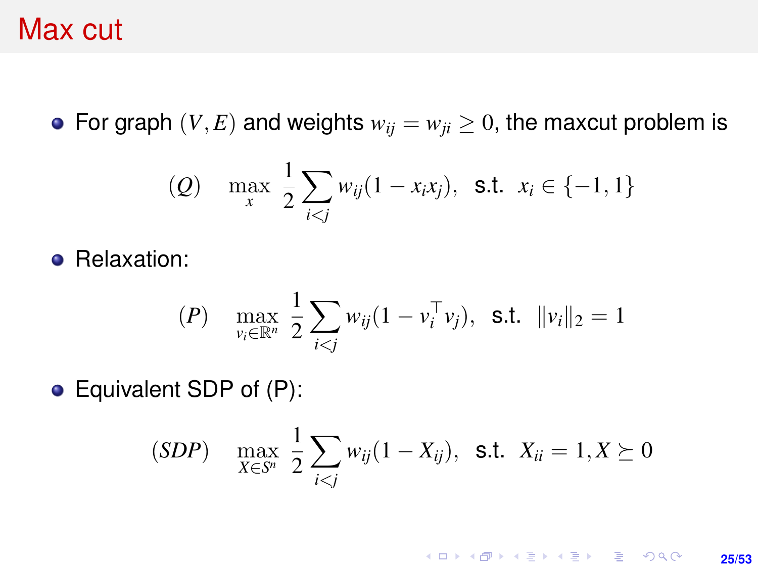# Max cut

- For graph $(V, E)$ and weights $w_{ij} = w_{ji} \geq 0$, the maxcut problem is

$$(Q) \quad \max_{x} \ \frac{1}{2} \sum_{i<j} w_{ij}(1 - x_i x_j), \ \text{ s.t. } \ x_i \in \{-1, 1\}$$

- Relaxation:

$$(P) \quad \max_{v_i \in \mathbb{R}^n} \ \frac{1}{2} \sum_{i<j} w_{ij}(1 - v_i^\top v_j), \ \text{ s.t. } \ \|v_i\|_2 = 1$$

- Equivalent SDP of (P):

$$(SDP) \quad \max_{X \in S^n} \ \frac{1}{2} \sum_{i<j} w_{ij}(1 - X_{ij}), \ \text{ s.t. } \ X_{ii} = 1, X \succeq 0$$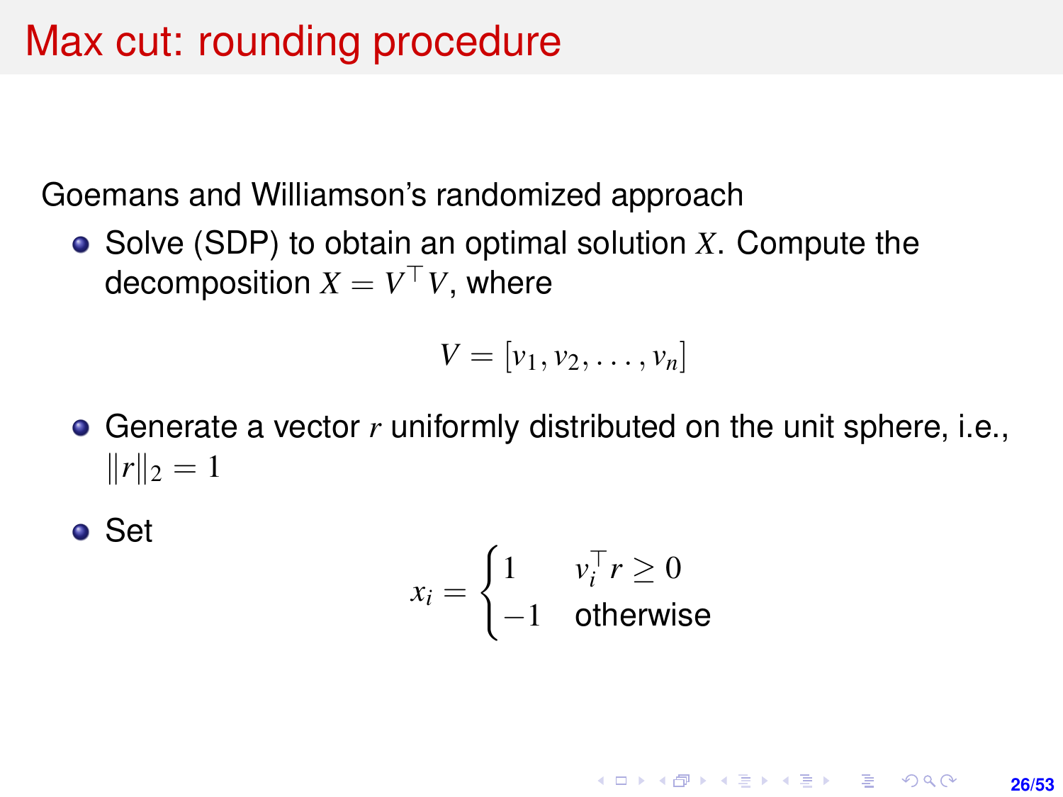# Max cut: rounding procedure

Goemans and Williamson's randomized approach

- Solve (SDP) to obtain an optimal solution $X$. Compute the decomposition $X = V^\top V$, where

$$V = [v_1, v_2, \ldots, v_n]$$

- Generate a vector $r$ uniformly distributed on the unit sphere, i.e., $\|r\|_2 = 1$
- Set

$$x_i = \begin{cases} 1 & v_i^\top r \geq 0 \\ -1 & \text{otherwise} \end{cases}$$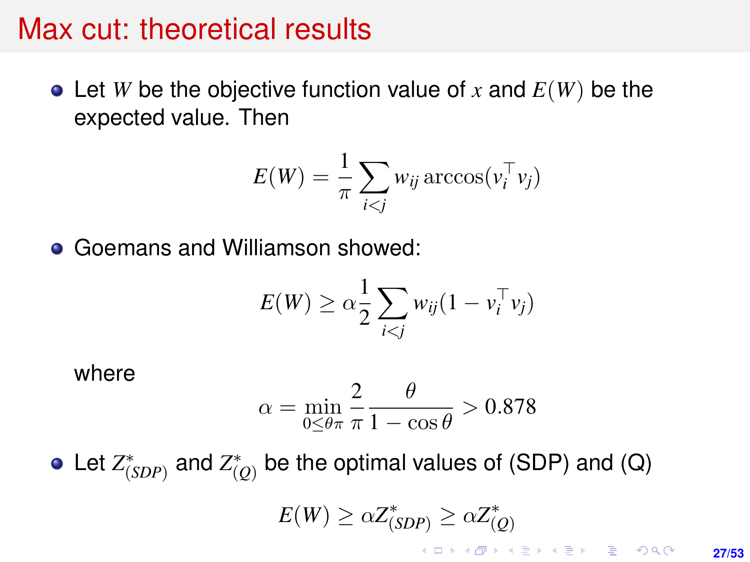# Max cut: theoretical results

- Let $W$ be the objective function value of $x$ and $E(W)$ be the expected value. Then

$$E(W) = \frac{1}{\pi} \sum_{i<j} w_{ij} \arccos(v_i^\top v_j)$$

- Goemans and Williamson showed:

$$E(W) \geq \alpha \frac{1}{2} \sum_{i<j} w_{ij} (1 - v_i^\top v_j)$$

  where

$$\alpha = \min_{0 \leq \theta \pi} \frac{2}{\pi} \frac{\theta}{1 - \cos\theta} > 0.878$$

- Let $Z^*_{(SDP)}$ and $Z^*_{(Q)}$ be the optimal values of (SDP) and (Q)

$$E(W) \geq \alpha Z^*_{(SDP)} \geq \alpha Z^*_{(Q)}$$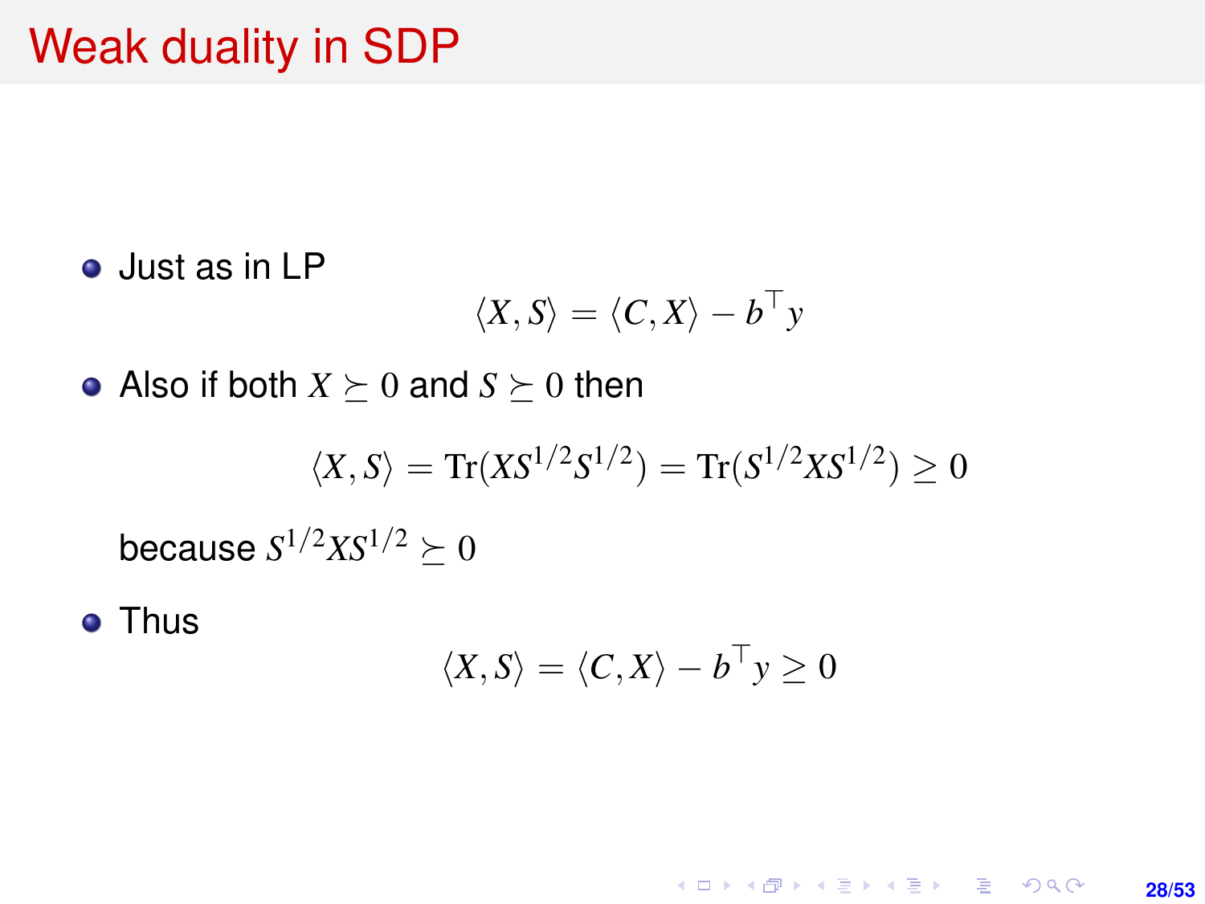# Weak duality in SDP

- Just as in LP

$$\langle X, S\rangle = \langle C, X\rangle - b^\top y$$

- Also if both $X \succeq 0$ and $S \succeq 0$ then

$$\langle X, S\rangle = \mathrm{Tr}(XS^{1/2}S^{1/2}) = \mathrm{Tr}(S^{1/2}XS^{1/2}) \geq 0$$

  because $S^{1/2}XS^{1/2} \succeq 0$

- Thus

$$\langle X, S\rangle = \langle C, X\rangle - b^\top y \geq 0$$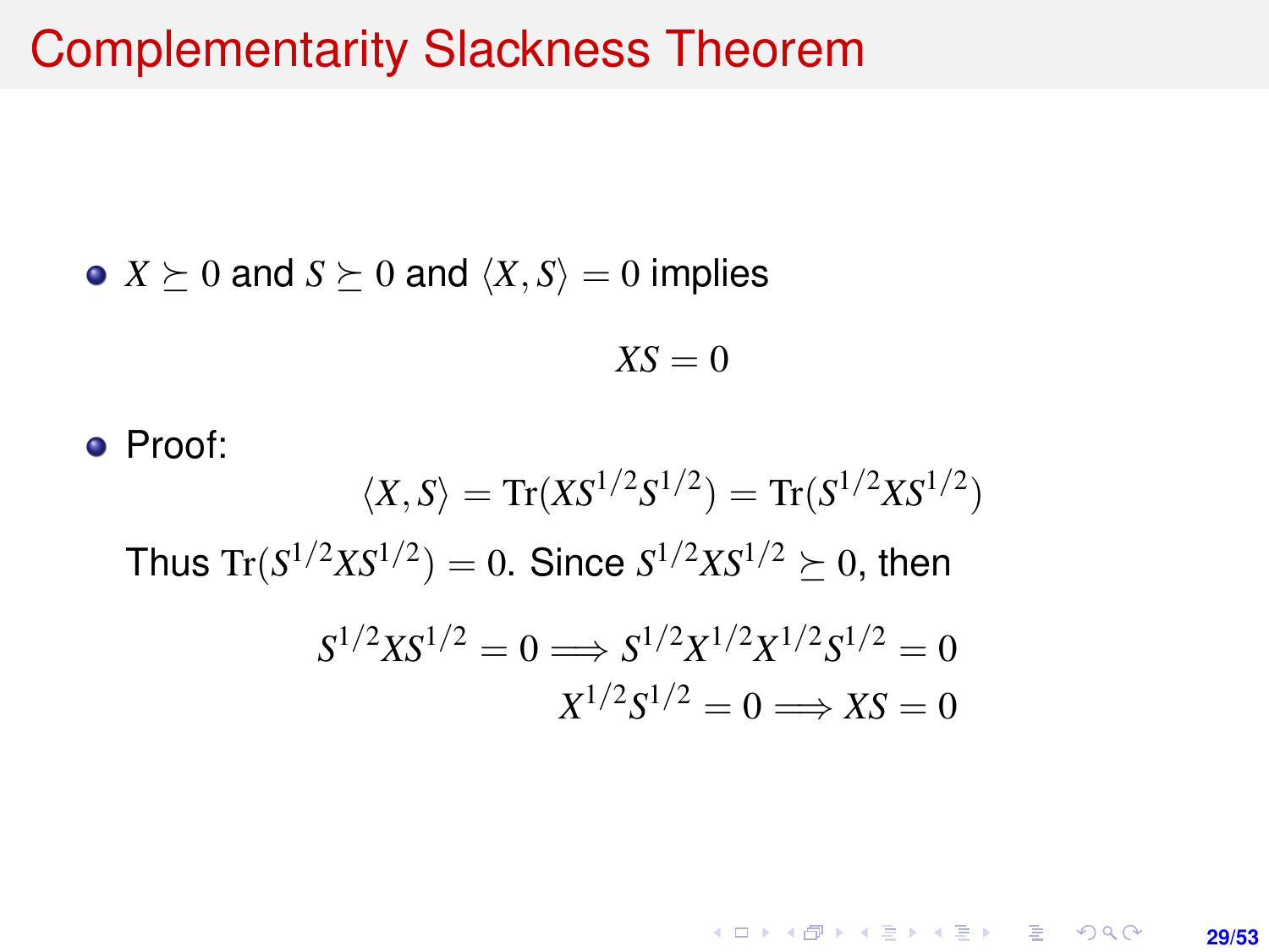# Complementarity Slackness Theorem

- $X \succeq 0$ and $S \succeq 0$ and $\langle X, S \rangle = 0$ implies

$$XS = 0$$

- Proof:

$$\langle X, S \rangle = \mathrm{Tr}(XS^{1/2}S^{1/2}) = \mathrm{Tr}(S^{1/2}XS^{1/2})$$

Thus $\mathrm{Tr}(S^{1/2}XS^{1/2}) = 0$. Since $S^{1/2}XS^{1/2} \succeq 0$, then

$$S^{1/2}XS^{1/2} = 0 \Longrightarrow S^{1/2}X^{1/2}X^{1/2}S^{1/2} = 0$$

$$X^{1/2}S^{1/2} = 0 \Longrightarrow XS = 0$$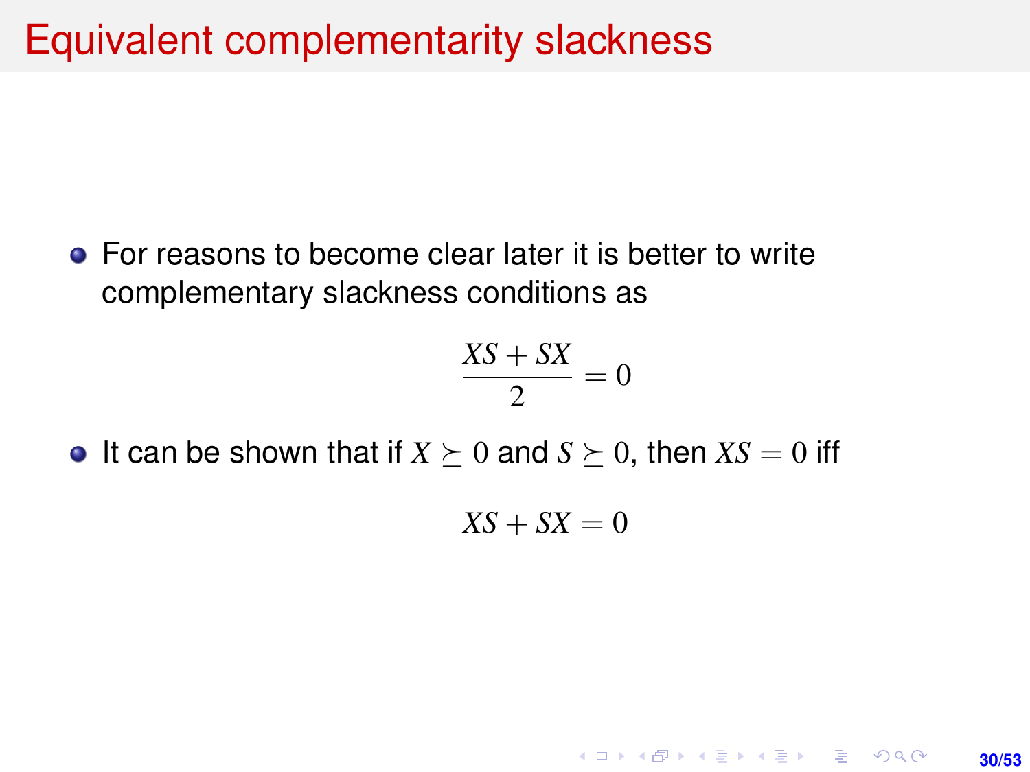# Equivalent complementarity slackness

- For reasons to become clear later it is better to write complementary slackness conditions as

$$\frac{XS + SX}{2} = 0$$

- It can be shown that if $X \succeq 0$ and $S \succeq 0$, then $XS = 0$ iff

$$XS + SX = 0$$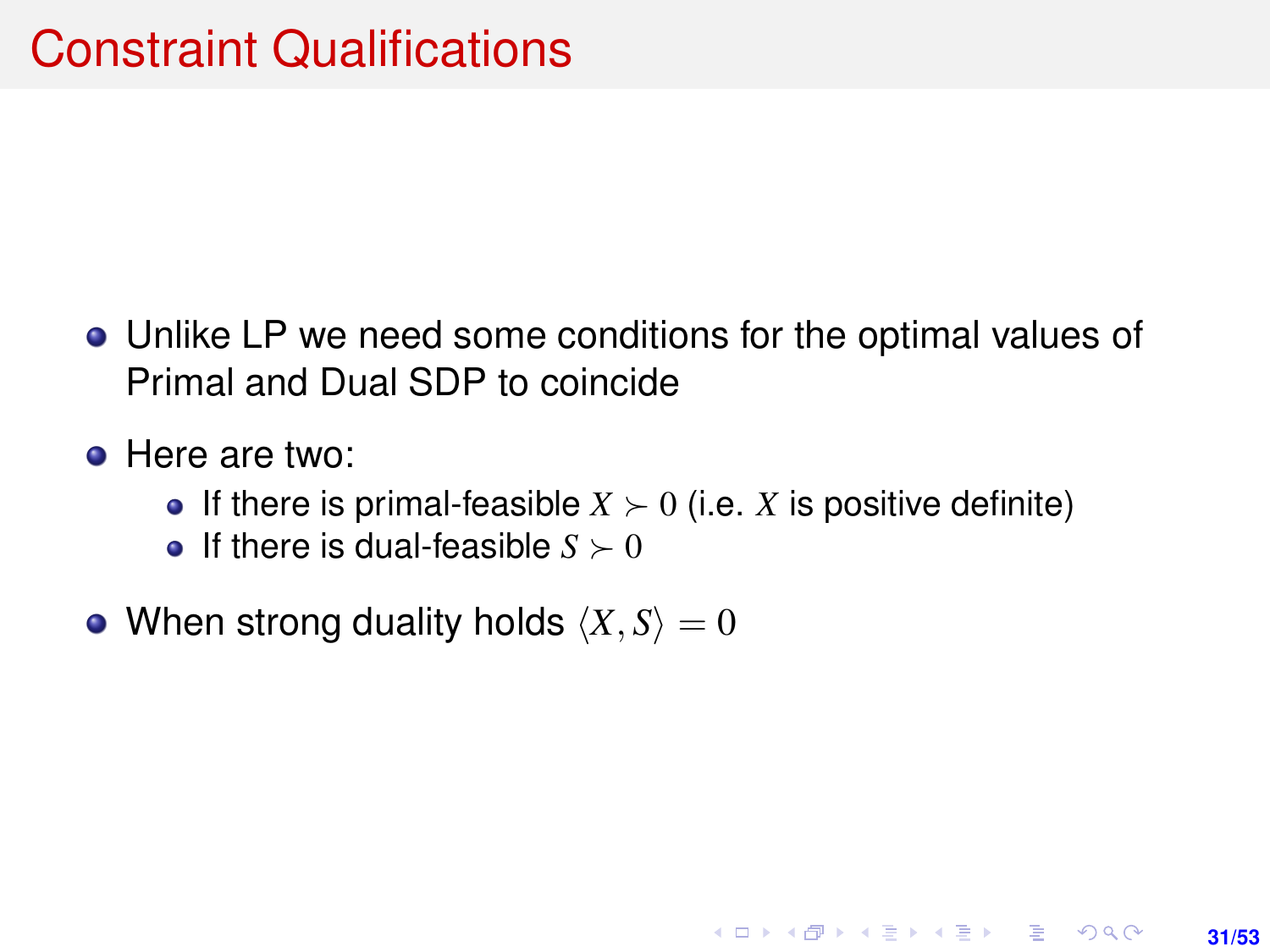# Constraint Qualifications

- Unlike LP we need some conditions for the optimal values of Primal and Dual SDP to coincide
- Here are two:
  - If there is primal-feasible $X \succ 0$ (i.e. $X$ is positive definite)
  - If there is dual-feasible $S \succ 0$
- When strong duality holds $\langle X, S \rangle = 0$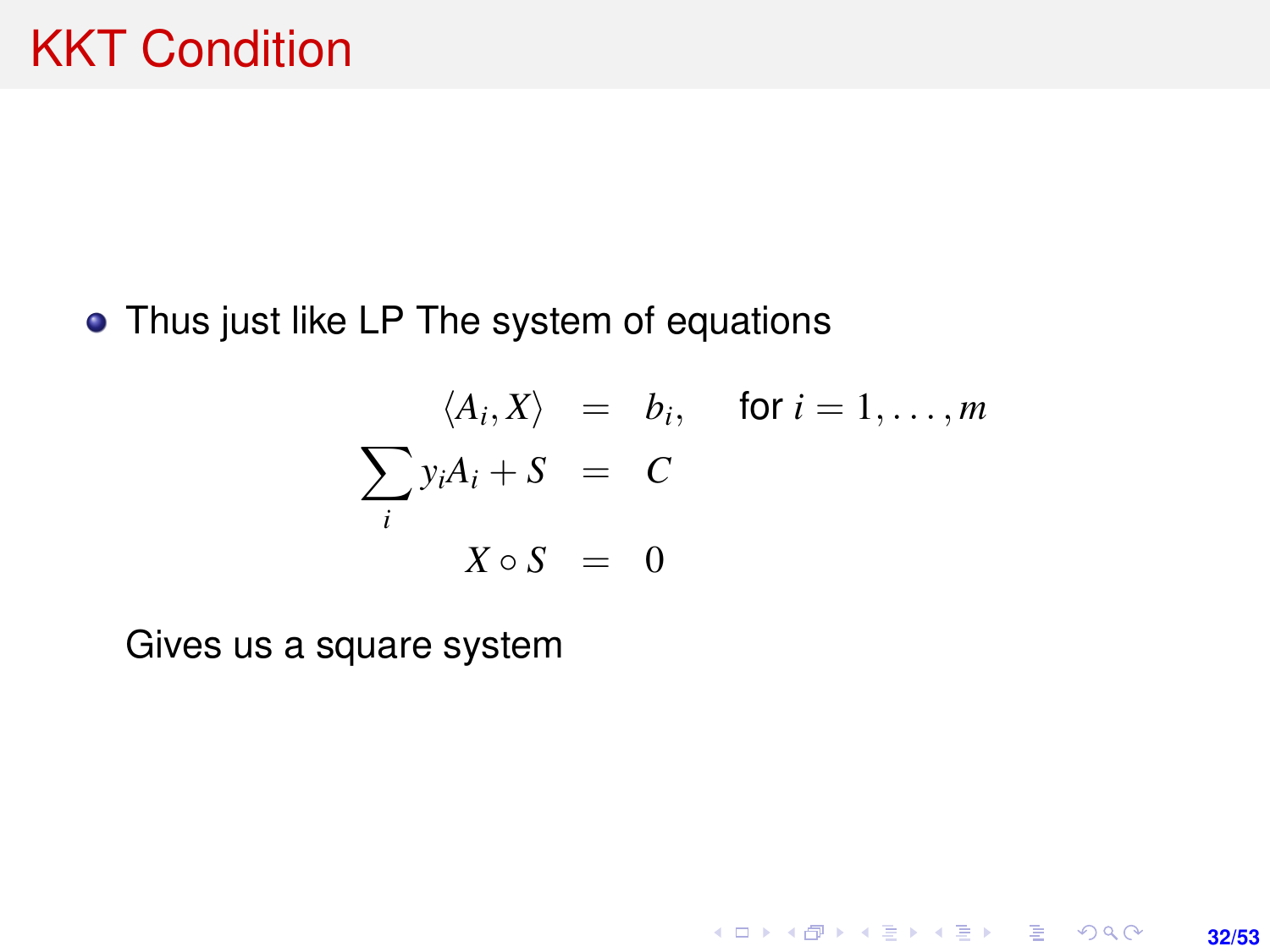# KKT Condition

- Thus just like LP The system of equations

$$
\begin{aligned}
\langle A_i, X \rangle &= b_i, \quad \text{for } i = 1, \ldots, m \\
\sum_i y_i A_i + S &= C \\
X \circ S &= 0
\end{aligned}
$$

Gives us a square system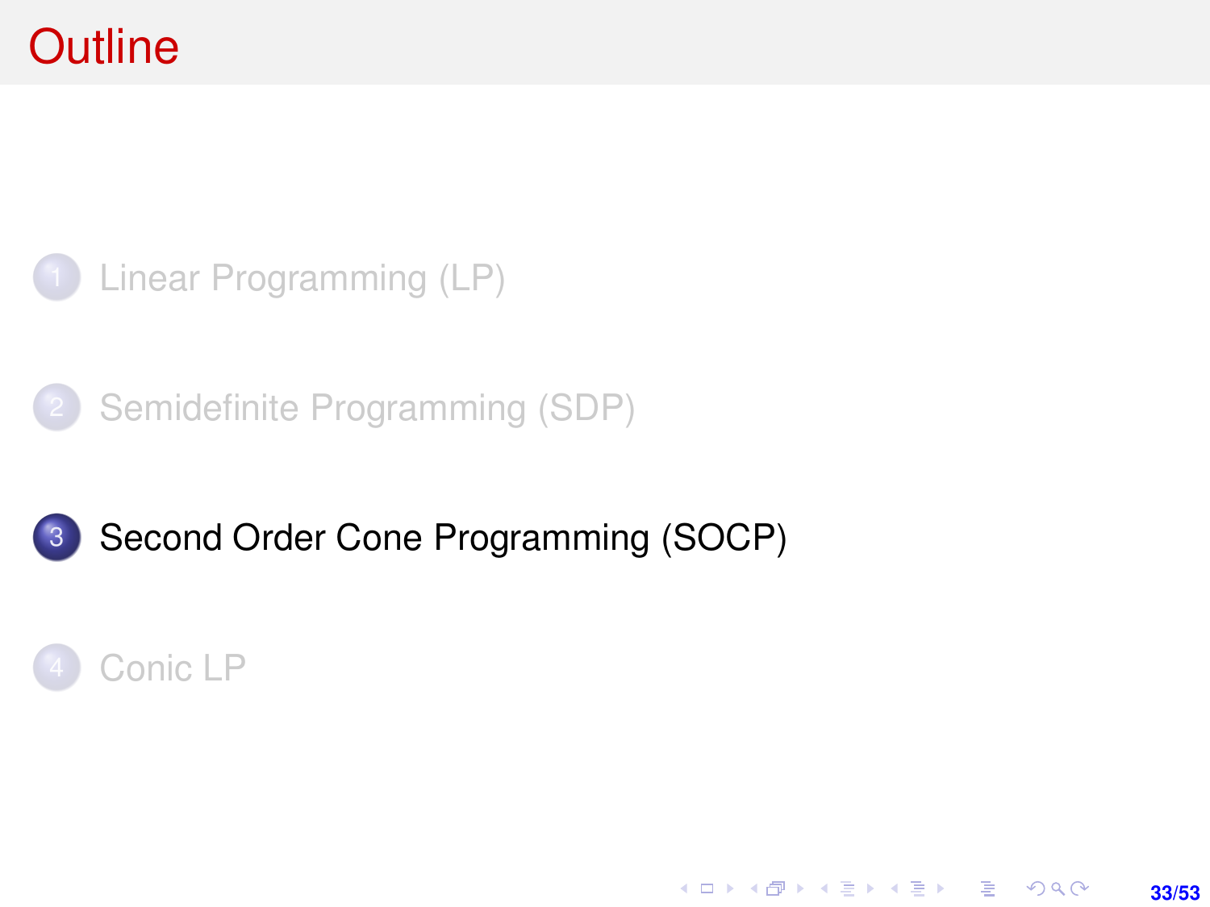# Outline

1. Linear Programming (LP)
2. Semidefinite Programming (SDP)
3. **Second Order Cone Programming (SOCP)**
4. Conic LP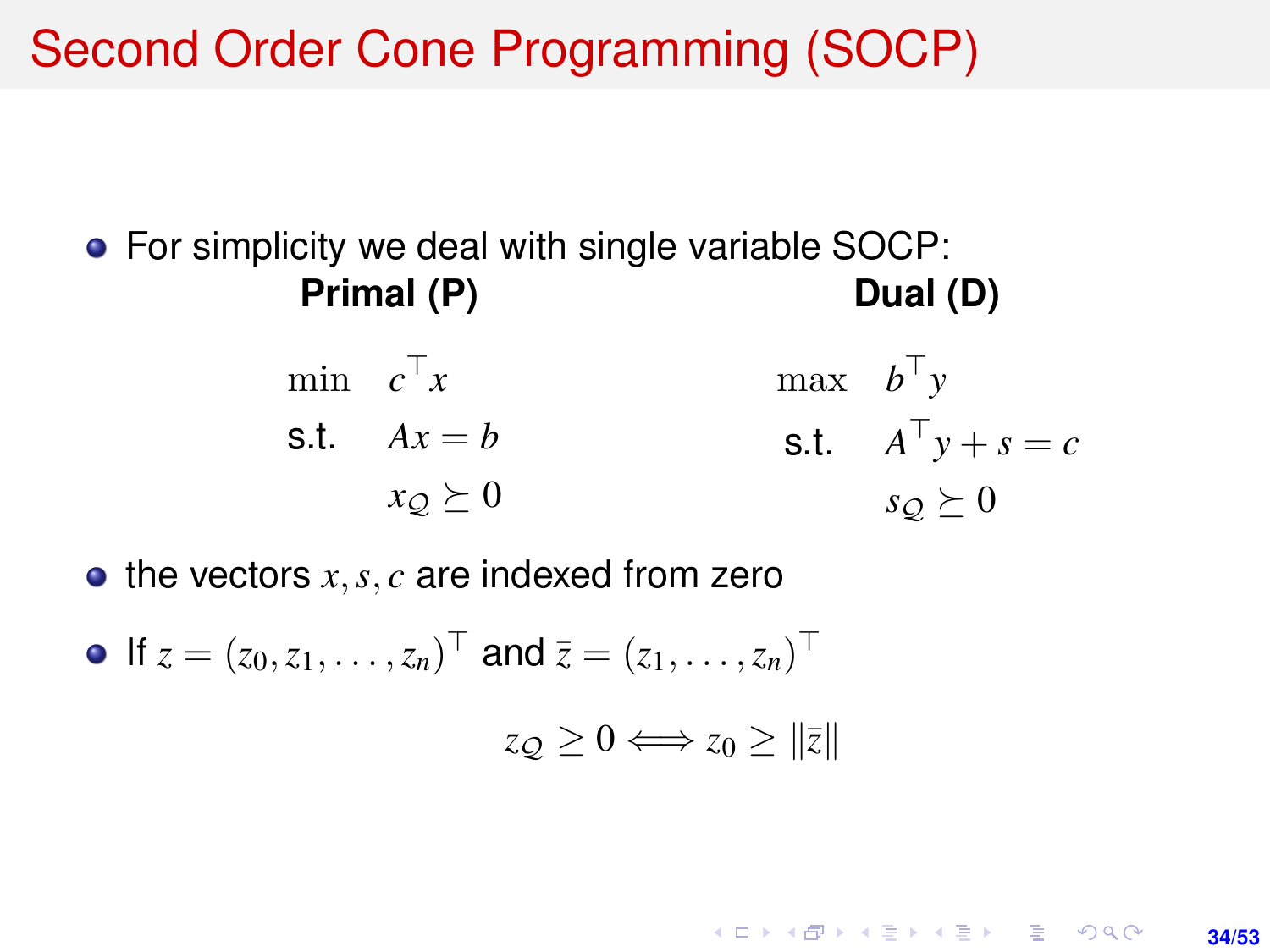# Second Order Cone Programming (SOCP)

- For simplicity we deal with single variable SOCP:

**Primal (P)**

$$
\begin{aligned}
\min \quad & c^\top x \\
\text{s.t.} \quad & Ax = b \\
& x_{\mathcal{Q}} \succeq 0
\end{aligned}
$$

**Dual (D)**

$$
\begin{aligned}
\max \quad & b^\top y \\
\text{s.t.} \quad & A^\top y + s = c \\
& s_{\mathcal{Q}} \succeq 0
\end{aligned}
$$

- the vectors $x, s, c$ are indexed from zero
- If $z = (z_0, z_1, \ldots, z_n)^\top$ and $\bar{z} = (z_1, \ldots, z_n)^\top$

$$
z_{\mathcal{Q}} \geq 0 \Longleftrightarrow z_0 \geq \|\bar{z}\|
$$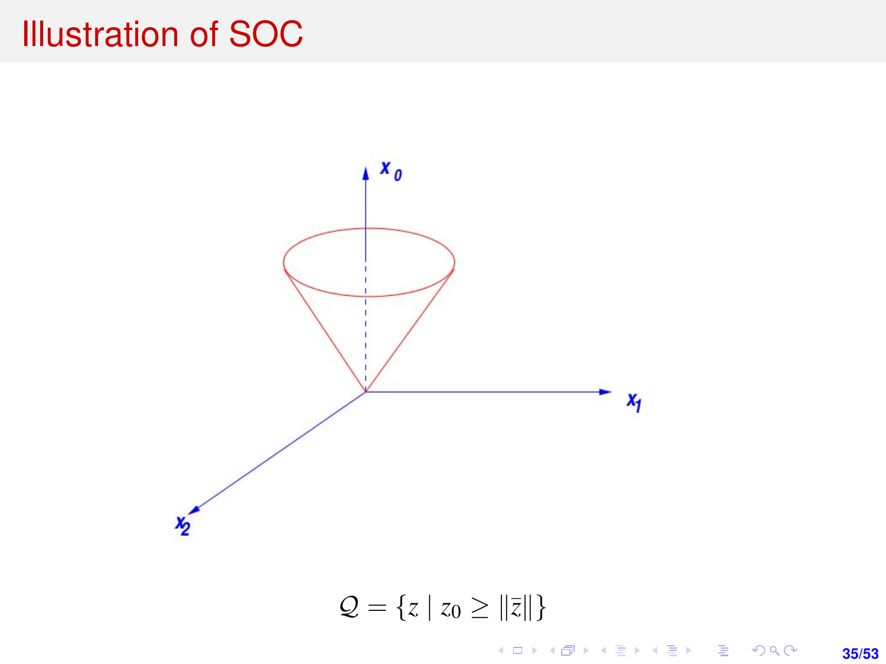# Illustration of SOC

$$\mathcal{Q} = \{z \mid z_0 \geq \|\bar{z}\|\}$$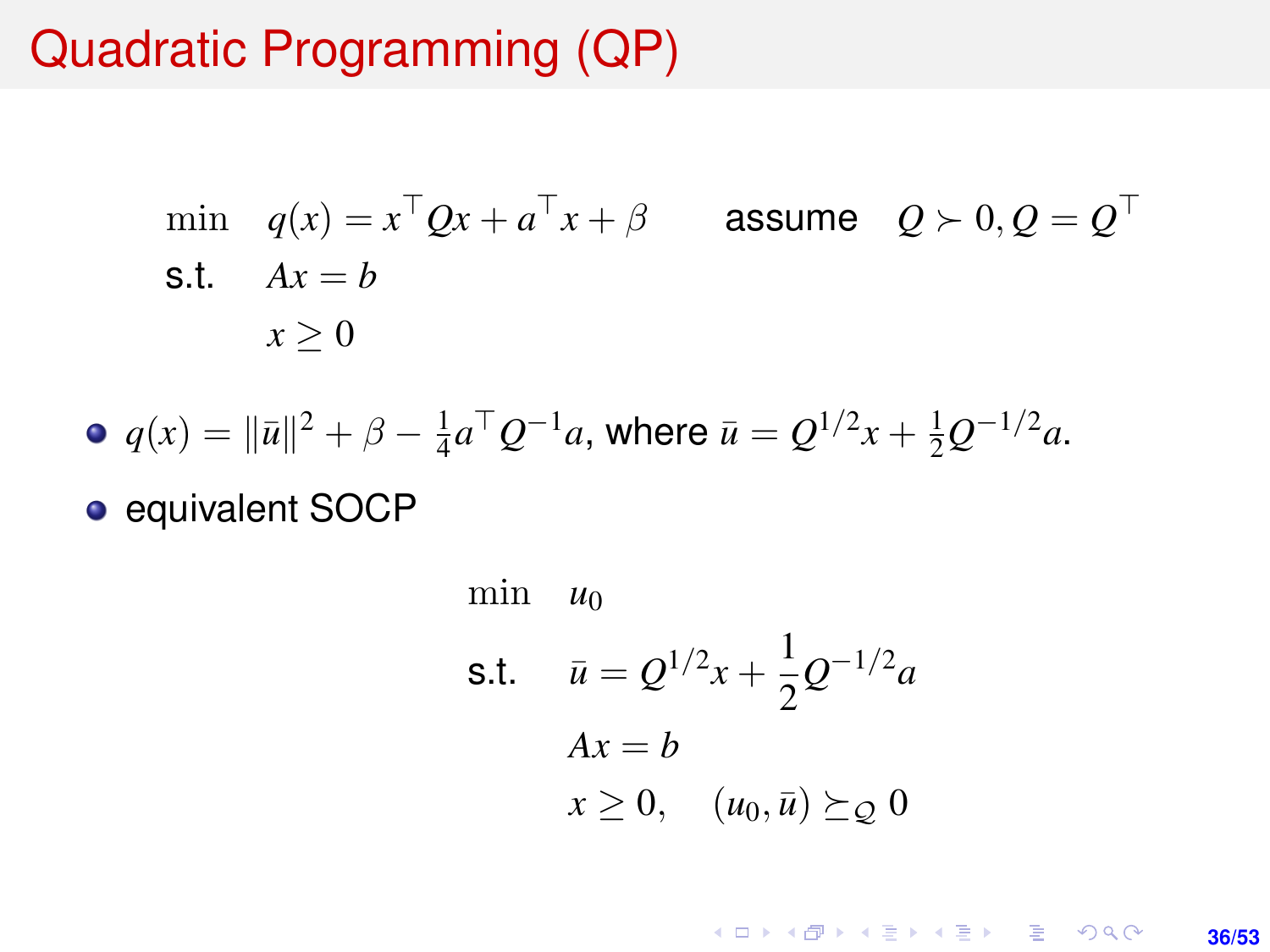# Quadratic Programming (QP)

$$
\begin{aligned}
\min \quad & q(x) = x^\top Q x + a^\top x + \beta \qquad \text{assume} \quad Q \succ 0, Q = Q^\top \\
\text{s.t.} \quad & Ax = b \\
& x \geq 0
\end{aligned}
$$

- $q(x) = \|\bar{u}\|^2 + \beta - \frac{1}{4} a^\top Q^{-1} a$, where $\bar{u} = Q^{1/2} x + \frac{1}{2} Q^{-1/2} a$.
- equivalent SOCP

$$
\begin{aligned}
\min \quad & u_0 \\
\text{s.t.} \quad & \bar{u} = Q^{1/2} x + \frac{1}{2} Q^{-1/2} a \\
& Ax = b \\
& x \geq 0, \quad (u_0, \bar{u}) \succeq_{\mathcal{Q}} 0
\end{aligned}
$$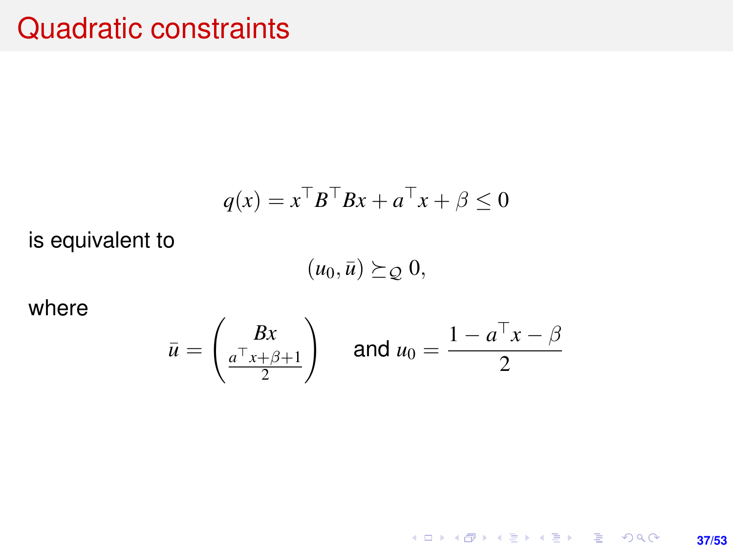# Quadratic constraints

$$q(x) = x^\top B^\top Bx + a^\top x + \beta \leq 0$$

is equivalent to

$$(u_0, \bar{u}) \succeq_{\mathcal{Q}} 0,$$

where

$$\bar{u} = \begin{pmatrix} Bx \\ \frac{a^\top x + \beta + 1}{2} \end{pmatrix} \quad \text{and } u_0 = \frac{1 - a^\top x - \beta}{2}$$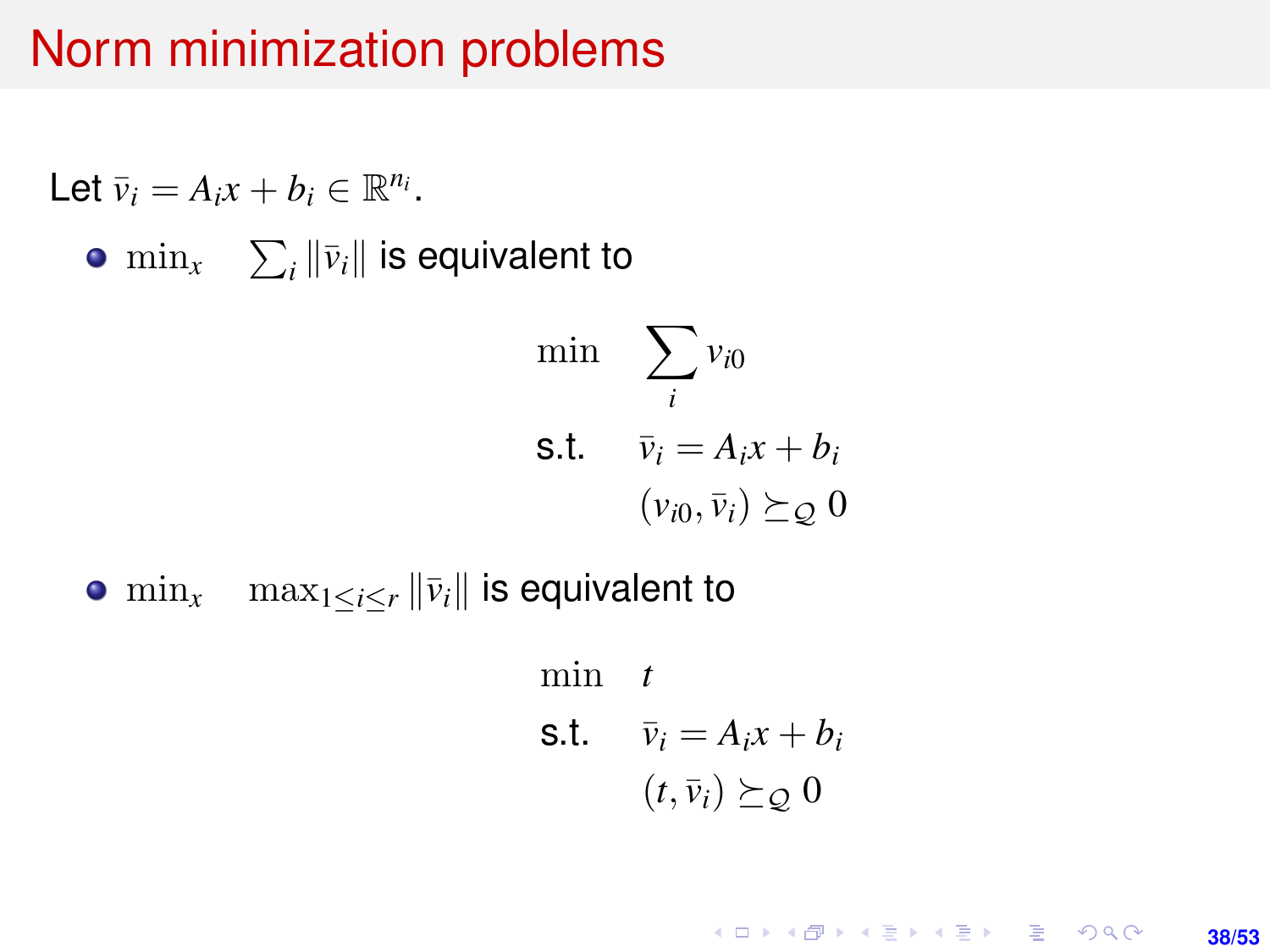# Norm minimization problems

Let $\bar{v}_i = A_i x + b_i \in \mathbb{R}^{n_i}$.

- $\min_x \quad \sum_i \|\bar{v}_i\|$ is equivalent to

$$
\begin{aligned}
\min \quad & \sum_i v_{i0} \\
\text{s.t.} \quad & \bar{v}_i = A_i x + b_i \\
& (v_{i0}, \bar{v}_i) \succeq_{\mathcal{Q}} 0
\end{aligned}
$$

- $\min_x \quad \max_{1 \le i \le r} \|\bar{v}_i\|$ is equivalent to

$$
\begin{aligned}
\min \quad & t \\
\text{s.t.} \quad & \bar{v}_i = A_i x + b_i \\
& (t, \bar{v}_i) \succeq_{\mathcal{Q}} 0
\end{aligned}
$$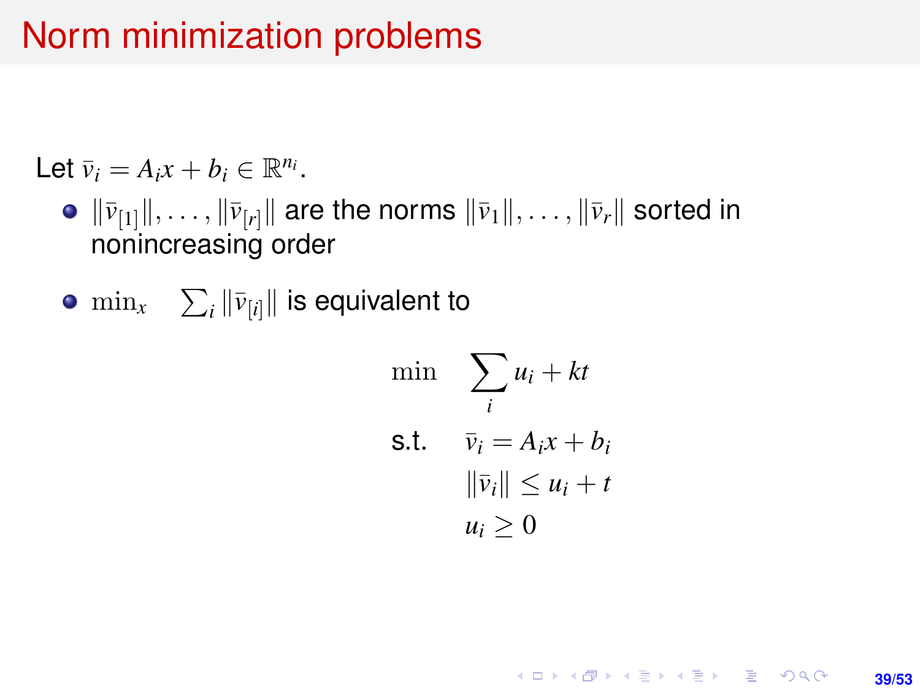# Norm minimization problems

Let $\bar{v}_i = A_i x + b_i \in \mathbb{R}^{n_i}$.

- $\|\bar{v}_{[1]}\|, \ldots, \|\bar{v}_{[r]}\|$ are the norms $\|\bar{v}_1\|, \ldots, \|\bar{v}_r\|$ sorted in nonincreasing order
- $\min_x \quad \sum_i \|\bar{v}_{[i]}\|$ is equivalent to

$$
\begin{aligned}
\min \quad & \sum_i u_i + kt \\
\text{s.t.} \quad & \bar{v}_i = A_i x + b_i \\
& \|\bar{v}_i\| \leq u_i + t \\
& u_i \geq 0
\end{aligned}
$$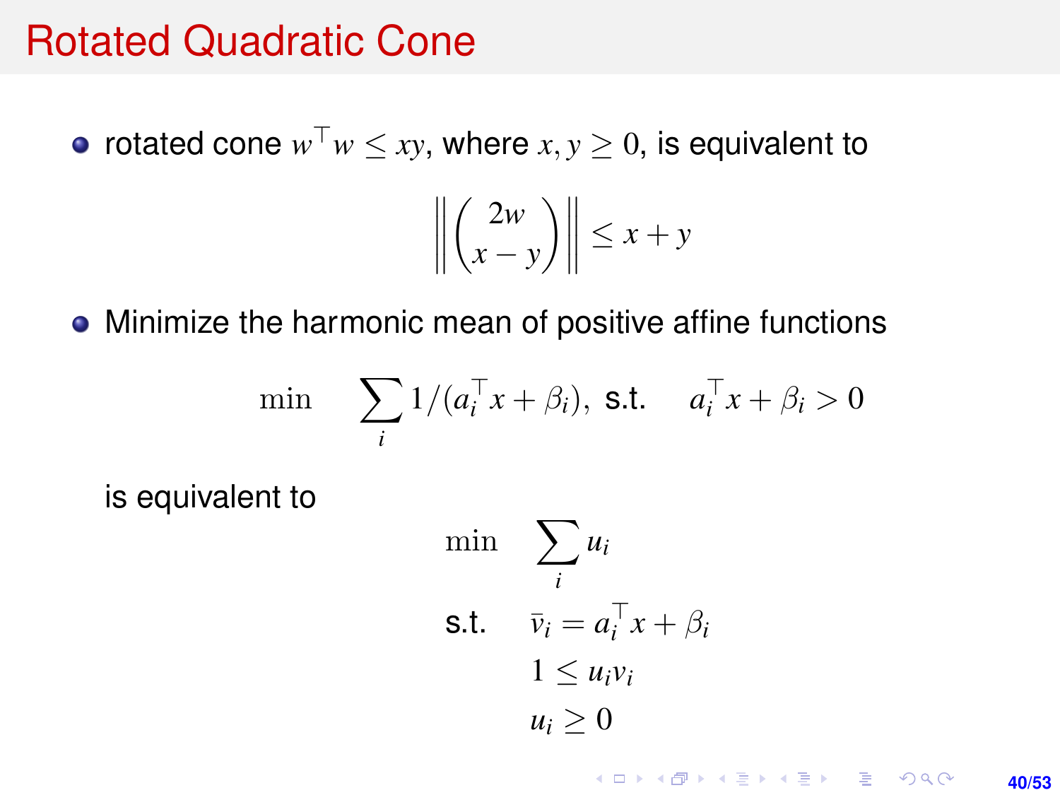# Rotated Quadratic Cone

- rotated cone $w^\top w \le xy$, where $x, y \ge 0$, is equivalent to

$$\left\| \begin{pmatrix} 2w \\ x - y \end{pmatrix} \right\| \le x + y$$

- Minimize the harmonic mean of positive affine functions

$$\min \quad \sum_i 1/(a_i^\top x + \beta_i), \text{ s.t.} \quad a_i^\top x + \beta_i > 0$$

is equivalent to

$$\begin{aligned} \min \quad & \sum_i u_i \\ \text{s.t.} \quad & \bar{v}_i = a_i^\top x + \beta_i \\ & 1 \le u_i v_i \\ & u_i \ge 0 \end{aligned}$$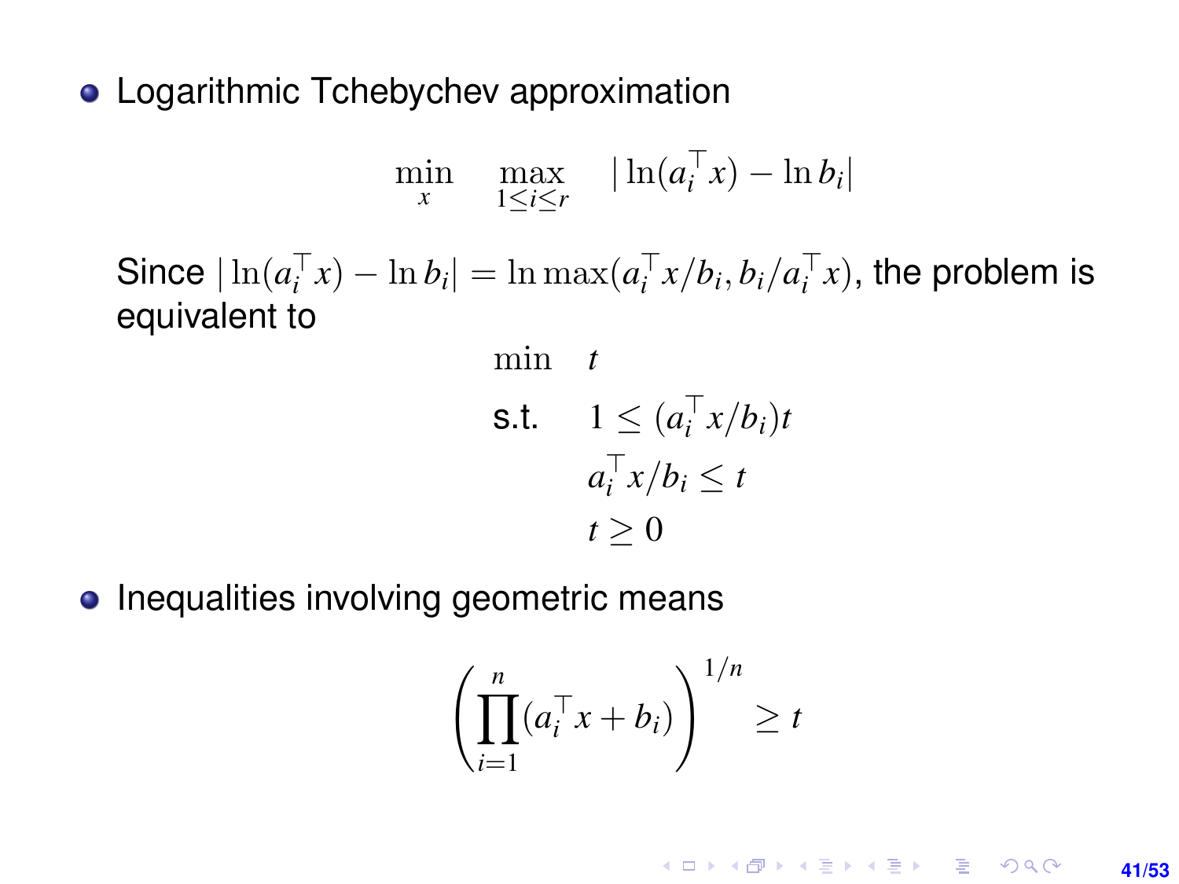- Logarithmic Tchebychev approximation

$$\min_{x} \quad \max_{1 \le i \le r} \quad |\ln(a_i^\top x) - \ln b_i|$$

  Since $|\ln(a_i^\top x) - \ln b_i| = \ln \max(a_i^\top x/b_i, b_i/a_i^\top x)$, the problem is equivalent to

$$\begin{aligned} \min \quad & t \\ \text{s.t.} \quad & 1 \le (a_i^\top x/b_i)t \\ & a_i^\top x/b_i \le t \\ & t \ge 0 \end{aligned}$$

- Inequalities involving geometric means

$$\left( \prod_{i=1}^{n} (a_i^\top x + b_i) \right)^{1/n} \ge t$$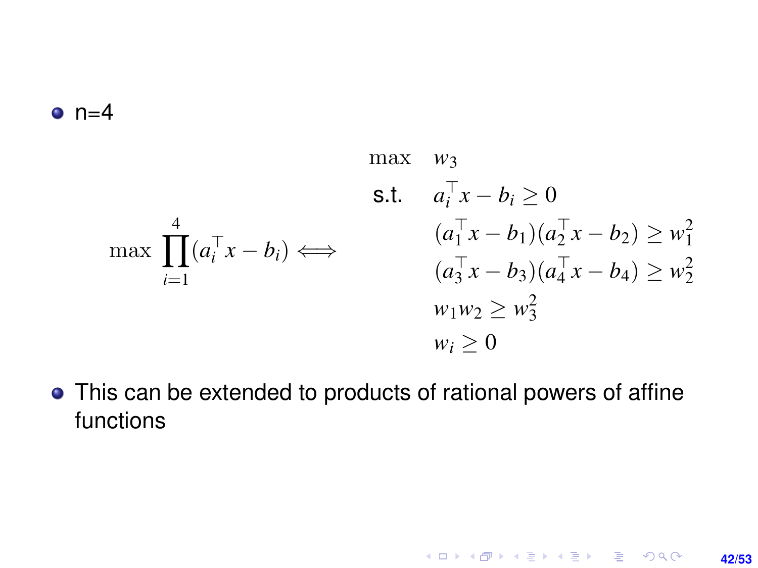- n=4

$$
\max \prod_{i=1}^{4}(a_i^\top x - b_i) \Longleftrightarrow
\begin{array}{ll}
\max & w_3 \\
\text{s.t.} & a_i^\top x - b_i \geq 0 \\
& (a_1^\top x - b_1)(a_2^\top x - b_2) \geq w_1^2 \\
& (a_3^\top x - b_3)(a_4^\top x - b_4) \geq w_2^2 \\
& w_1 w_2 \geq w_3^2 \\
& w_i \geq 0
\end{array}
$$

- This can be extended to products of rational powers of affine functions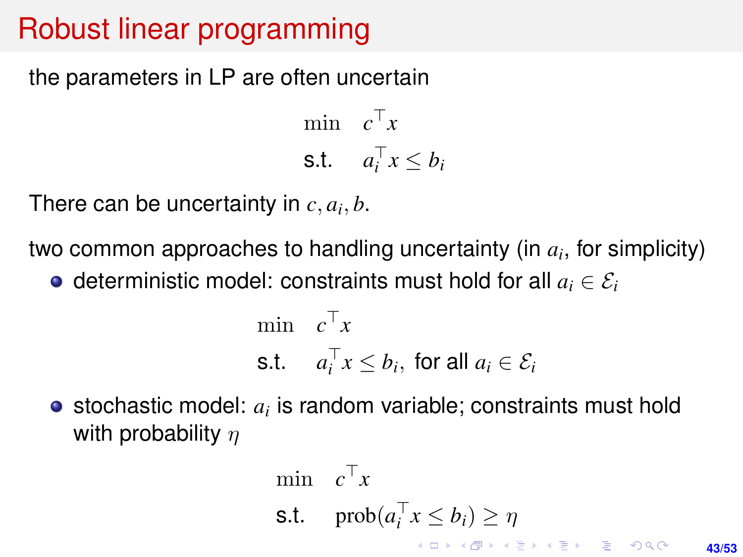# Robust linear programming

the parameters in LP are often uncertain

$$
\begin{aligned}
\min \quad & c^\top x \\
\text{s.t.} \quad & a_i^\top x \le b_i
\end{aligned}
$$

There can be uncertainty in $c, a_i, b$.

two common approaches to handling uncertainty (in $a_i$, for simplicity)

- deterministic model: constraints must hold for all $a_i \in \mathcal{E}_i$

$$
\begin{aligned}
\min \quad & c^\top x \\
\text{s.t.} \quad & a_i^\top x \le b_i, \ \text{for all } a_i \in \mathcal{E}_i
\end{aligned}
$$

- stochastic model: $a_i$ is random variable; constraints must hold with probability $\eta$

$$
\begin{aligned}
\min \quad & c^\top x \\
\text{s.t.} \quad & \text{prob}(a_i^\top x \le b_i) \ge \eta
\end{aligned}
$$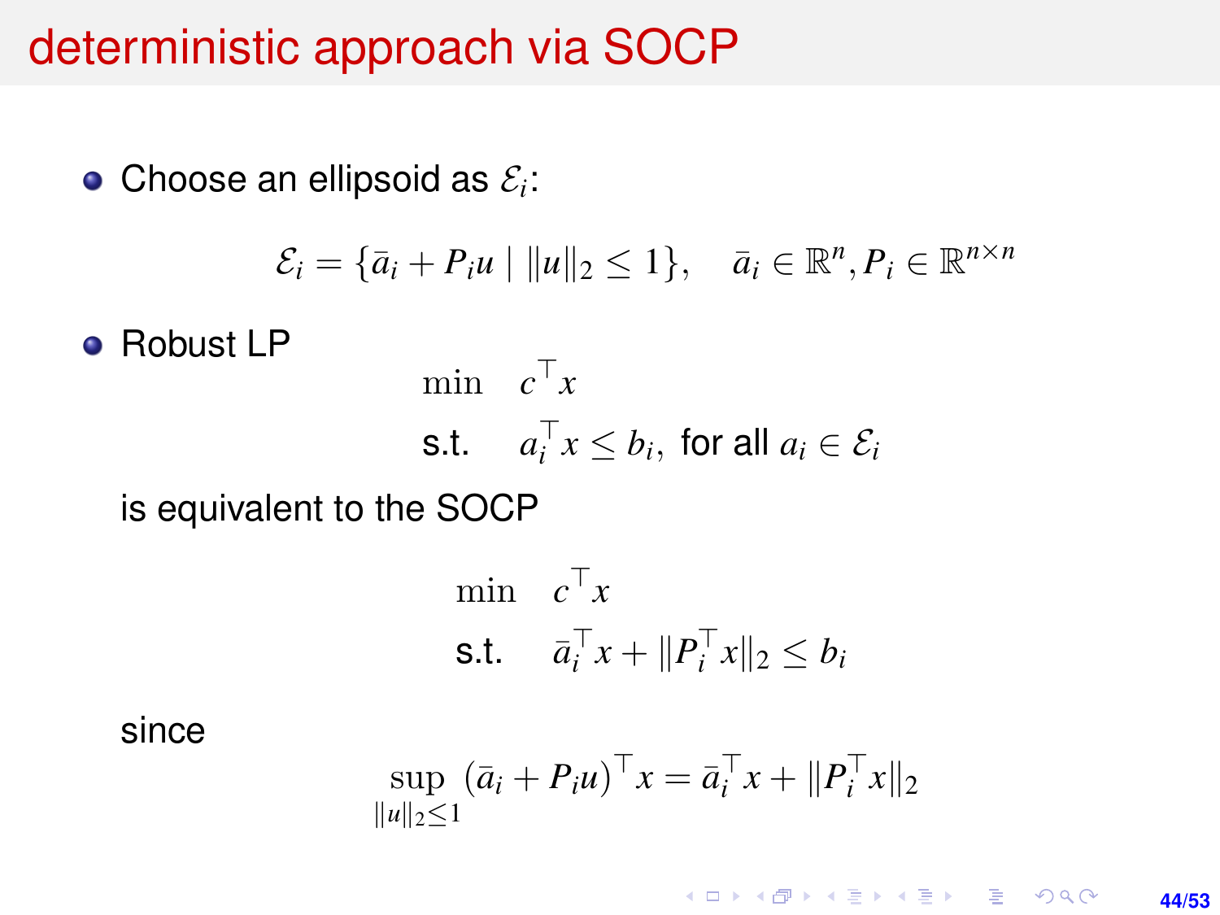# deterministic approach via SOCP

- Choose an ellipsoid as $\mathcal{E}_i$:

$$\mathcal{E}_i = \{\bar{a}_i + P_i u \mid \|u\|_2 \leq 1\}, \quad \bar{a}_i \in \mathbb{R}^n, P_i \in \mathbb{R}^{n \times n}$$

- Robust LP

$$\begin{aligned} \min \quad & c^\top x \\ \text{s.t.} \quad & a_i^\top x \leq b_i, \text{ for all } a_i \in \mathcal{E}_i \end{aligned}$$

is equivalent to the SOCP

$$\begin{aligned} \min \quad & c^\top x \\ \text{s.t.} \quad & \bar{a}_i^\top x + \|P_i^\top x\|_2 \leq b_i \end{aligned}$$

since

$$\sup_{\|u\|_2 \leq 1} (\bar{a}_i + P_i u)^\top x = \bar{a}_i^\top x + \|P_i^\top x\|_2$$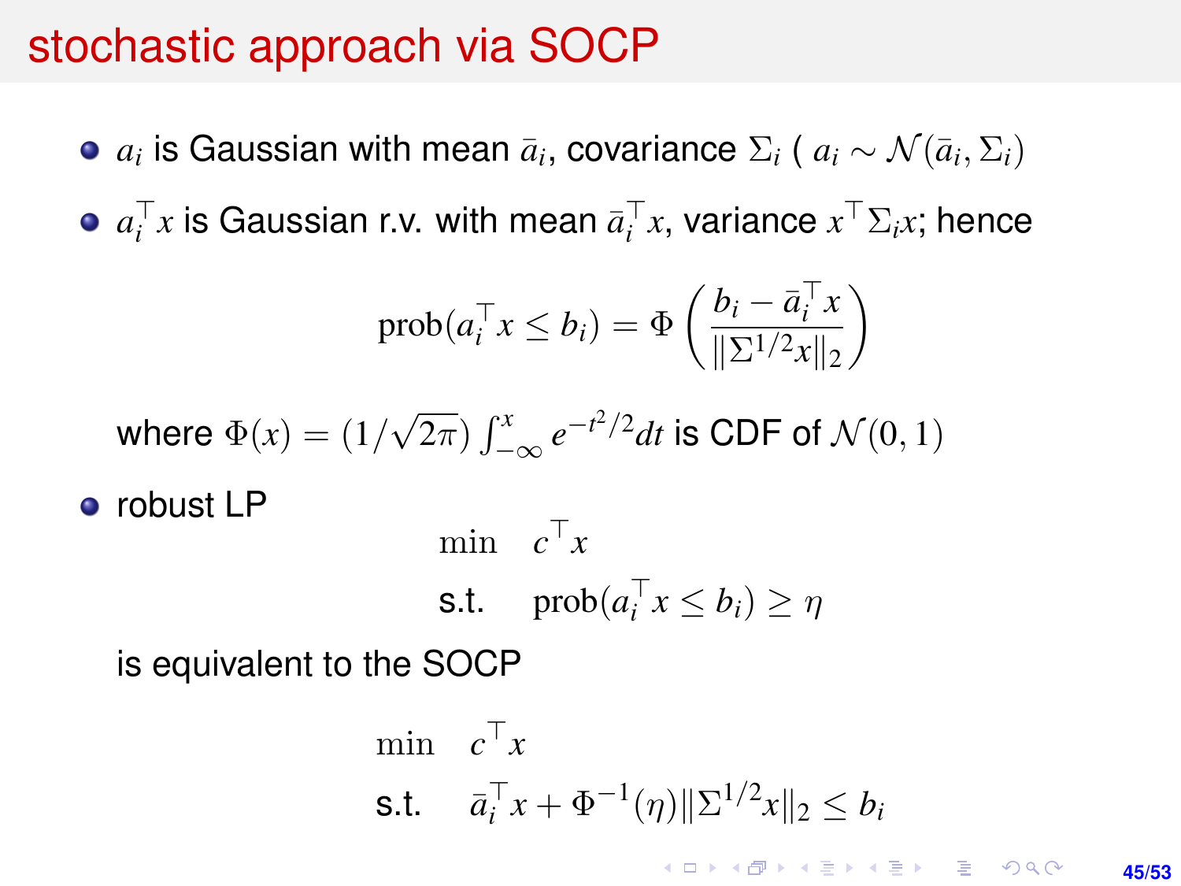# stochastic approach via SOCP

- $a_i$ is Gaussian with mean $\bar{a}_i$, covariance $\Sigma_i$ ( $a_i \sim \mathcal{N}(\bar{a}_i, \Sigma_i)$
- $a_i^\top x$ is Gaussian r.v. with mean $\bar{a}_i^\top x$, variance $x^\top \Sigma_i x$; hence

$$\text{prob}(a_i^\top x \le b_i) = \Phi\left(\frac{b_i - \bar{a}_i^\top x}{\|\Sigma^{1/2} x\|_2}\right)$$

  where $\Phi(x) = (1/\sqrt{2\pi}) \int_{-\infty}^{x} e^{-t^2/2} dt$ is CDF of $\mathcal{N}(0,1)$

- robust LP

$$\begin{aligned} \min \quad & c^\top x \\ \text{s.t.} \quad & \text{prob}(a_i^\top x \le b_i) \ge \eta \end{aligned}$$

  is equivalent to the SOCP

$$\begin{aligned} \min \quad & c^\top x \\ \text{s.t.} \quad & \bar{a}_i^\top x + \Phi^{-1}(\eta) \|\Sigma^{1/2} x\|_2 \le b_i \end{aligned}$$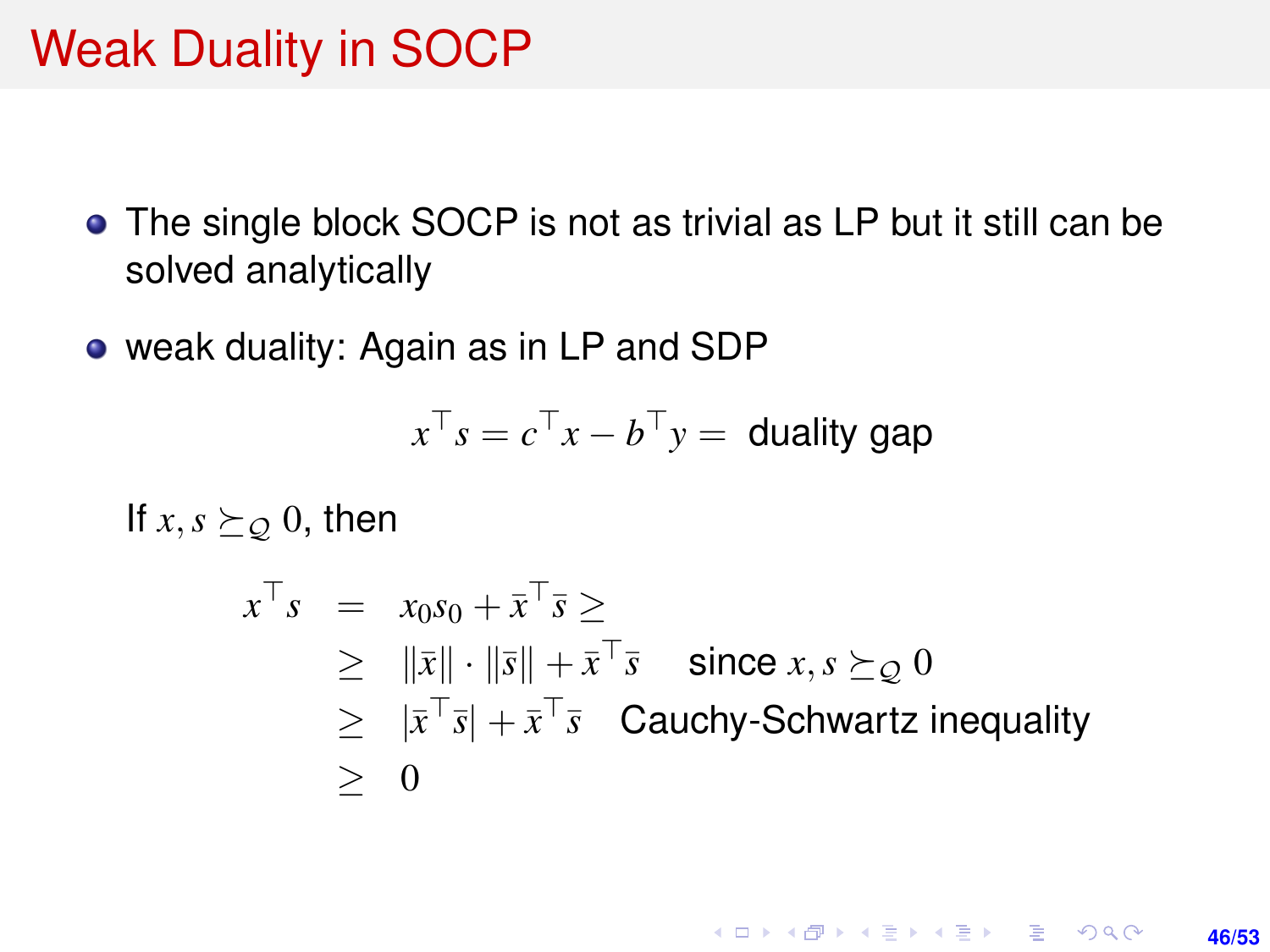# Weak Duality in SOCP

- The single block SOCP is not as trivial as LP but it still can be solved analytically
- weak duality: Again as in LP and SDP

$$x^\top s = c^\top x - b^\top y = \text{ duality gap}$$

If $x, s \succeq_{\mathcal{Q}} 0$, then

$$\begin{aligned}
x^\top s &= x_0 s_0 + \bar{x}^\top \bar{s} \geq \\
&\geq \|\bar{x}\| \cdot \|\bar{s}\| + \bar{x}^\top \bar{s} \quad \text{since } x, s \succeq_{\mathcal{Q}} 0 \\
&\geq |\bar{x}^\top \bar{s}| + \bar{x}^\top \bar{s} \quad \text{Cauchy-Schwartz inequality} \\
&\geq 0
\end{aligned}$$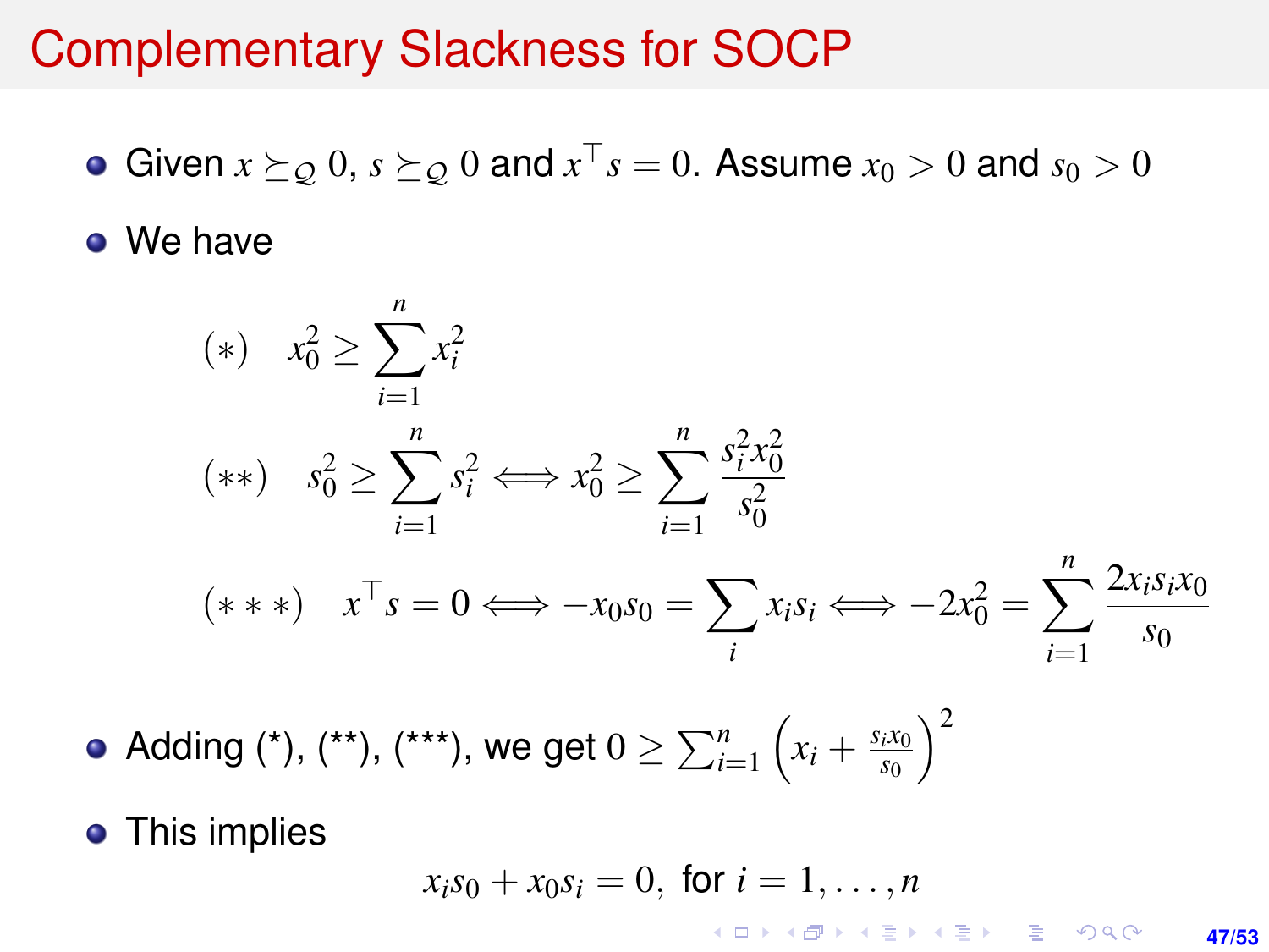# Complementary Slackness for SOCP

- Given $x \succeq_{\mathcal{Q}} 0$, $s \succeq_{\mathcal{Q}} 0$ and $x^\top s = 0$. Assume $x_0 > 0$ and $s_0 > 0$
- We have

$$
\begin{aligned}
&(*) \quad x_0^2 \geq \sum_{i=1}^{n} x_i^2 \\
&(**) \quad s_0^2 \geq \sum_{i=1}^{n} s_i^2 \iff x_0^2 \geq \sum_{i=1}^{n} \frac{s_i^2 x_0^2}{s_0^2} \\
&(***) \quad x^\top s = 0 \iff -x_0 s_0 = \sum_{i} x_i s_i \iff -2x_0^2 = \sum_{i=1}^{n} \frac{2 x_i s_i x_0}{s_0}
\end{aligned}
$$

- Adding (*), (**), (***), we get $0 \geq \sum_{i=1}^{n} \left( x_i + \frac{s_i x_0}{s_0} \right)^2$
- This implies

$$
x_i s_0 + x_0 s_i = 0, \text{ for } i = 1, \ldots, n
$$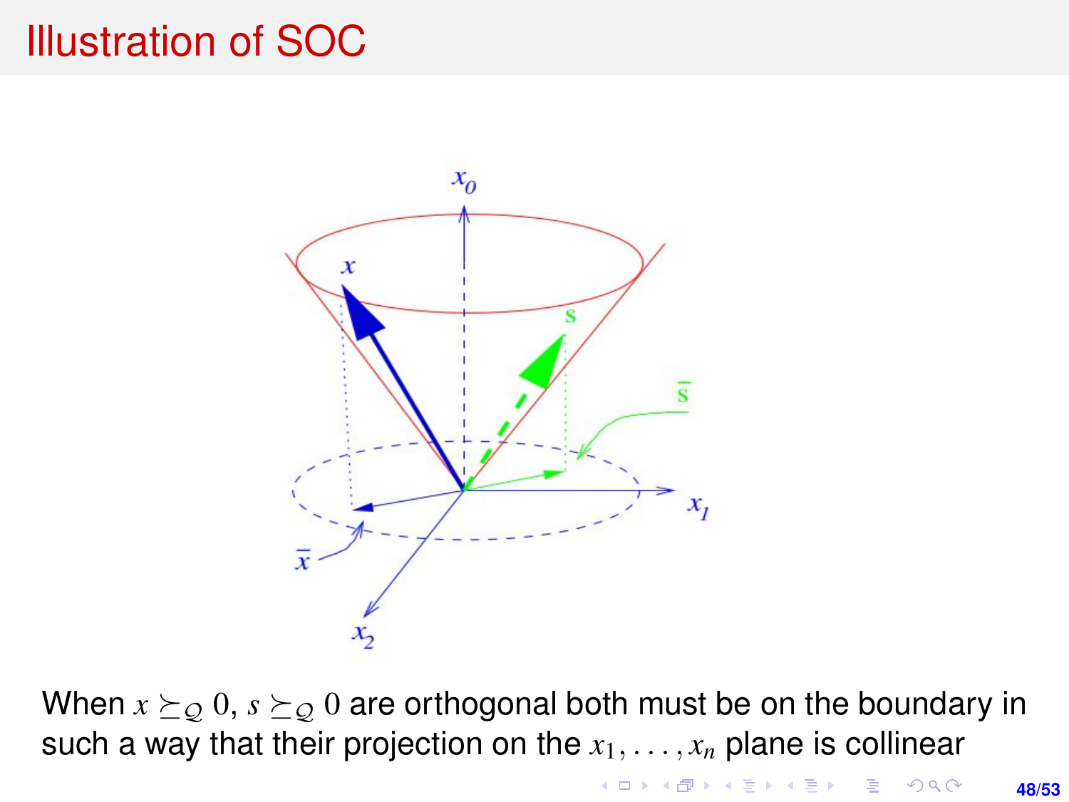# Illustration of SOC

When $x \succeq_Q 0$, $s \succeq_Q 0$ are orthogonal both must be on the boundary in such a way that their projection on the $x_1, \ldots, x_n$ plane is collinear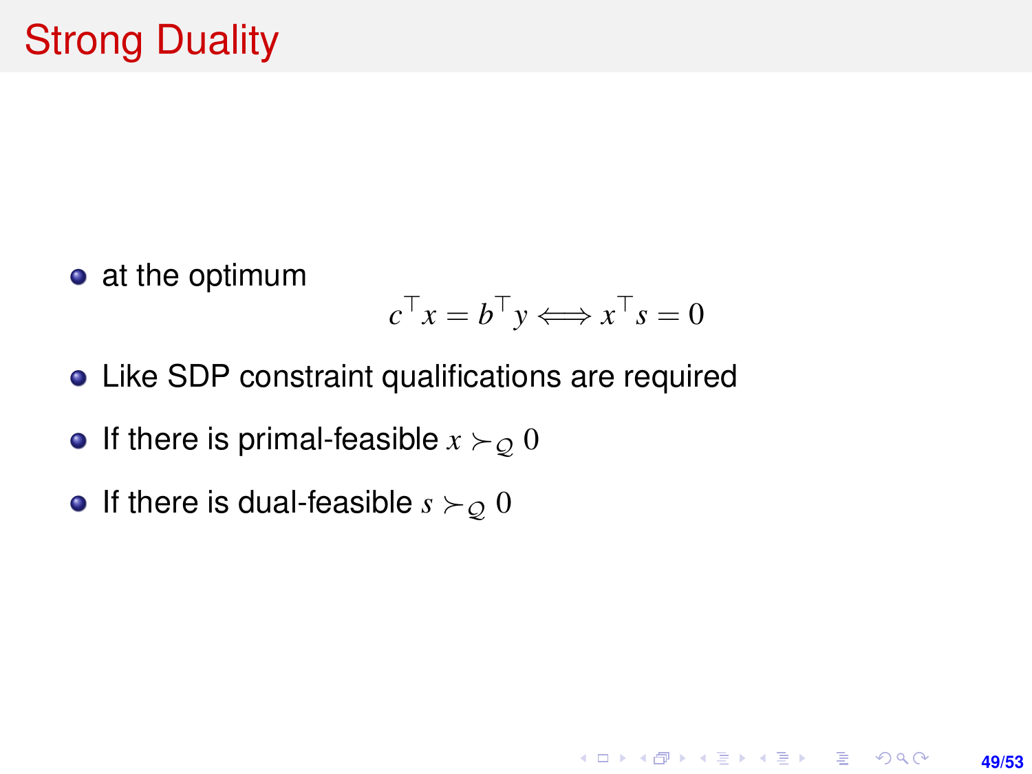# Strong Duality

- at the optimum

$$c^\top x = b^\top y \Longleftrightarrow x^\top s = 0$$

- Like SDP constraint qualifications are required
- If there is primal-feasible $x \succ_{\mathcal{Q}} 0$
- If there is dual-feasible $s \succ_{\mathcal{Q}} 0$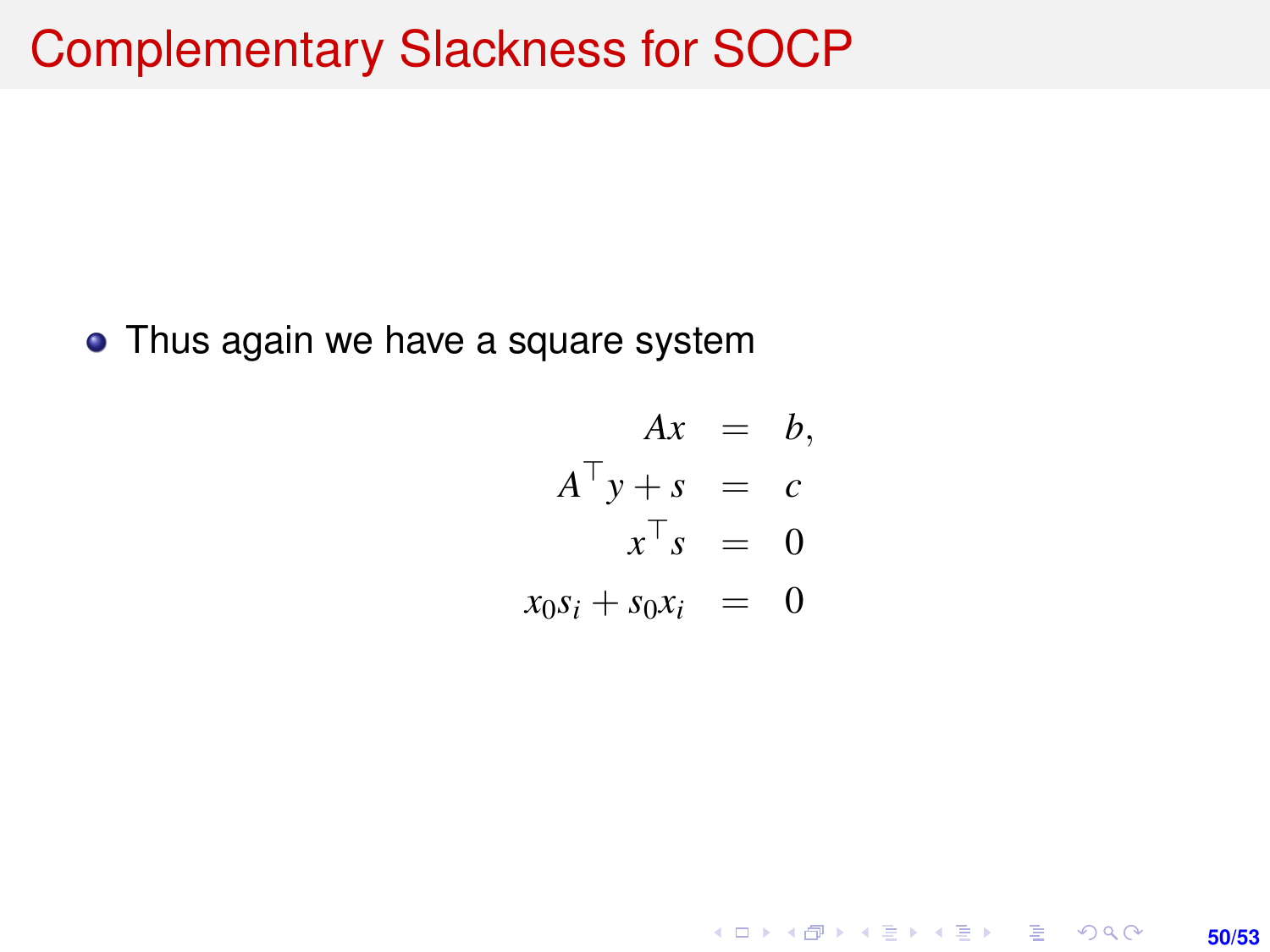# Complementary Slackness for SOCP

- Thus again we have a square system

$$
\begin{aligned}
Ax &= b, \\
A^\top y + s &= c \\
x^\top s &= 0 \\
x_0 s_i + s_0 x_i &= 0
\end{aligned}
$$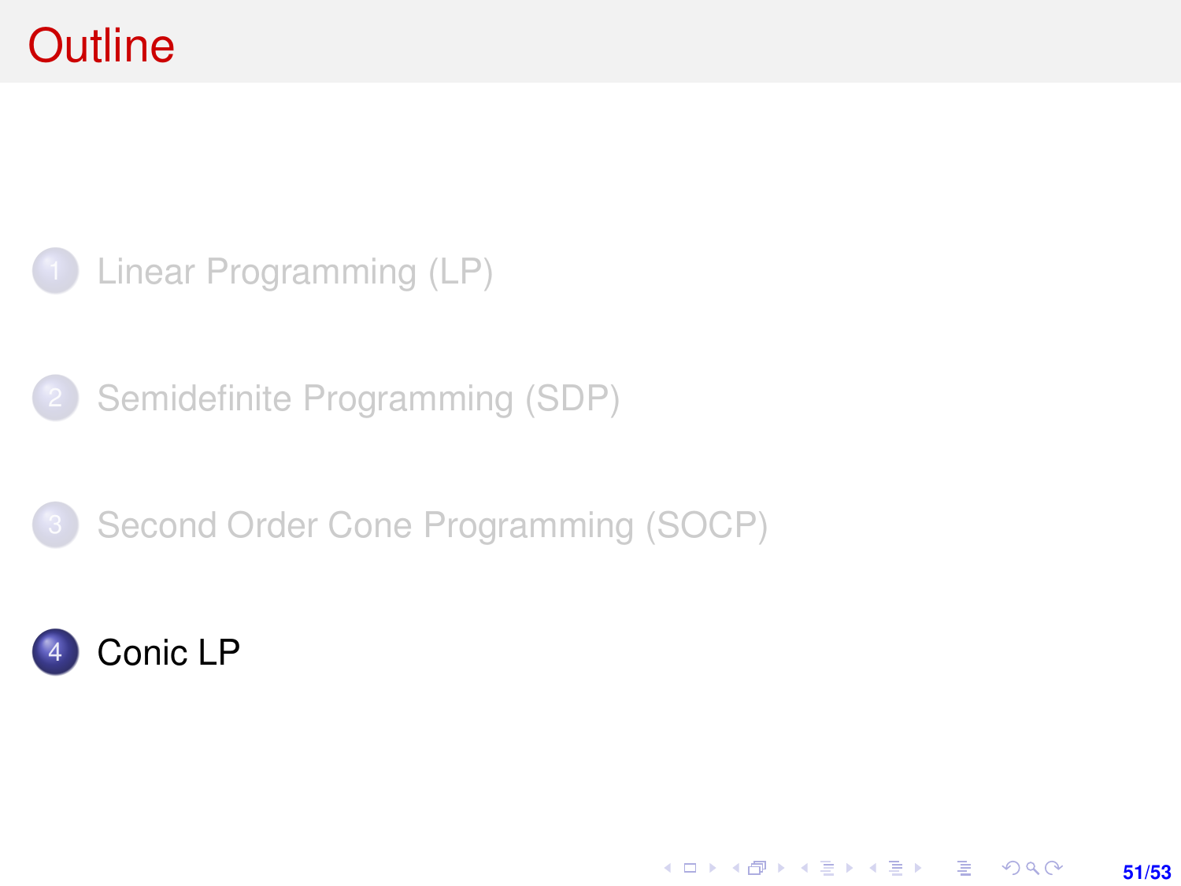# Outline

1. Linear Programming (LP)
2. Semidefinite Programming (SDP)
3. Second Order Cone Programming (SOCP)
4. Conic LP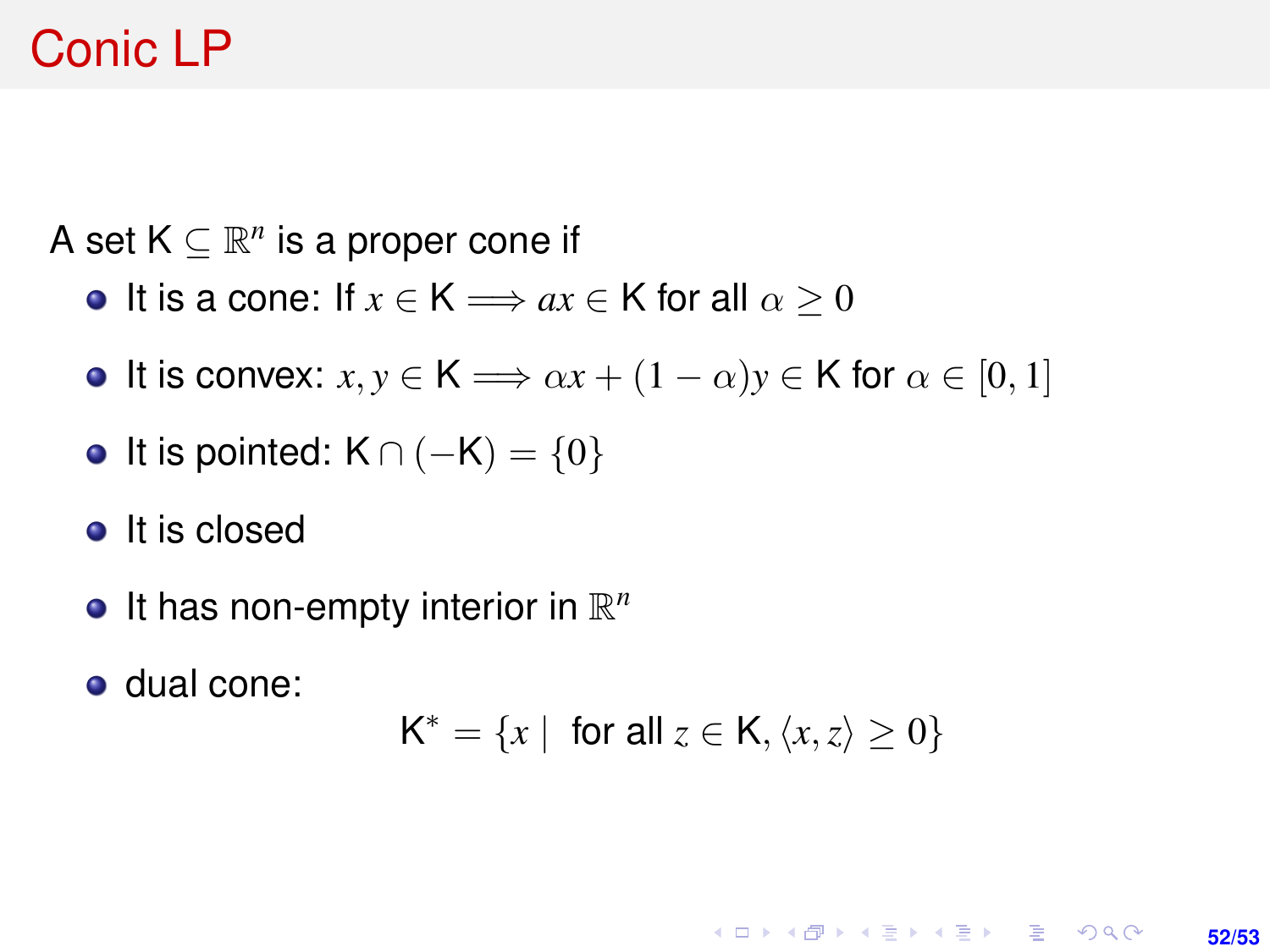# Conic LP

A set $\mathsf{K} \subseteq \mathbb{R}^n$ is a proper cone if

- It is a cone: If $x \in \mathsf{K} \implies ax \in \mathsf{K}$ for all $\alpha \geq 0$
- It is convex: $x, y \in \mathsf{K} \implies \alpha x + (1 - \alpha)y \in \mathsf{K}$ for $\alpha \in [0, 1]$
- It is pointed: $\mathsf{K} \cap (-\mathsf{K}) = \{0\}$
- It is closed
- It has non-empty interior in $\mathbb{R}^n$
- dual cone:

$$\mathsf{K}^* = \{x \mid \text{ for all } z \in \mathsf{K}, \langle x, z \rangle \geq 0\}$$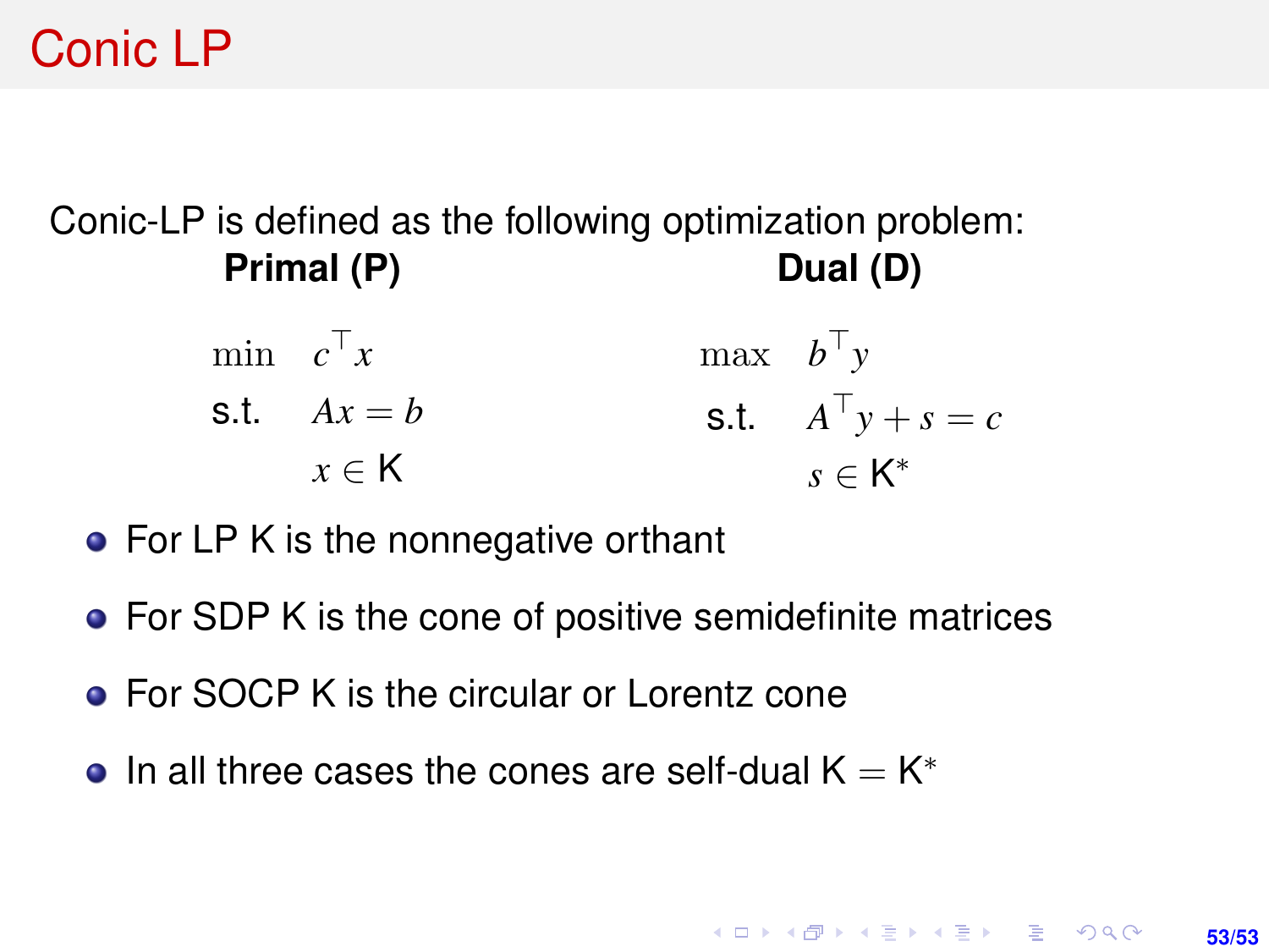# Conic LP

Conic-LP is defined as the following optimization problem:

**Primal (P)**

$$
\begin{aligned}
\min \quad & c^\top x \\
\text{s.t.} \quad & Ax = b \\
& x \in \mathsf{K}
\end{aligned}
$$

**Dual (D)**

$$
\begin{aligned}
\max \quad & b^\top y \\
\text{s.t.} \quad & A^\top y + s = c \\
& s \in \mathsf{K}^*
\end{aligned}
$$

- For LP K is the nonnegative orthant
- For SDP K is the cone of positive semidefinite matrices
- For SOCP K is the circular or Lorentz cone
- In all three cases the cones are self-dual $\mathsf{K} = \mathsf{K}^*$